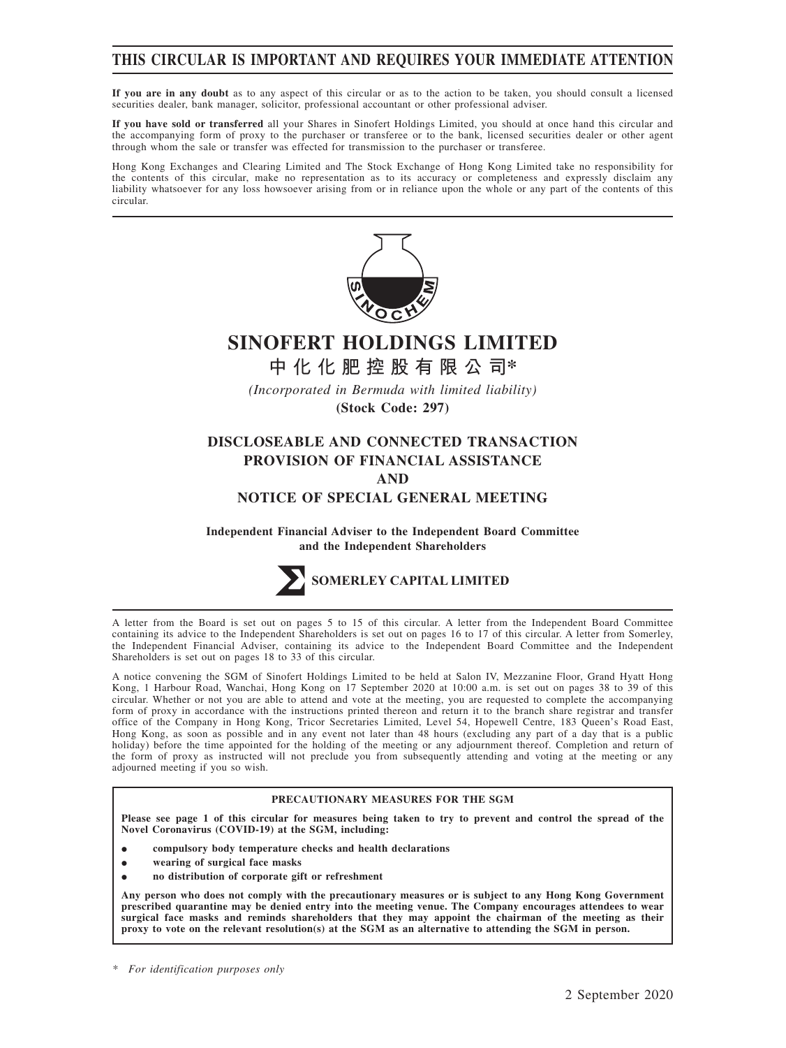# THIS CIRCULAR IS IMPORTANT AND REQUIRES YOUR IMMEDIATE ATTENTION

**If you are in any doubt** as to any aspect of this circular or as to the action to be taken, you should consult a licensed securities dealer, bank manager, solicitor, professional accountant or other professional adviser.

**If you have sold or transferred** all your Shares in Sinofert Holdings Limited, you should at once hand this circular and the accompanying form of proxy to the purchaser or transferee or to the bank, licensed securities dealer or other agent through whom the sale or transfer was effected for transmission to the purchaser or transferee.

Hong Kong Exchanges and Clearing Limited and The Stock Exchange of Hong Kong Limited take no responsibility for the contents of this circular, make no representation as to its accuracy or completeness and expressly disclaim any liability whatsoever for any loss howsoever arising from or in reliance upon the whole or any part of the contents of this circular.

SINOCHEM

# SINOFERT HOLDINGS LIMITED

## 中化化肥控股有限公司*

*(Incorporated in Bermuda with limited liability)*

**(Stock Code: 297)**

## DISCLOSEABLE AND CONNECTED TRANSACTION PROVISION OF FINANCIAL ASSISTANCE AND NOTICE OF SPECIAL GENERAL MEETING

**Independent Financial Adviser to the Independent Board Committee and the Independent Shareholders**

**SOMERLEY CAPITAL LIMITED**

A letter from the Board is set out on pages 5 to 15 of this circular. A letter from the Independent Board Committee containing its advice to the Independent Shareholders is set out on pages 16 to 17 of this circular. A letter from Somerley, the Independent Financial Adviser, containing its advice to the Independent Board Committee and the Independent Shareholders is set out on pages 18 to 33 of this circular.

A notice convening the SGM of Sinofert Holdings Limited to be held at Salon IV, Mezzanine Floor, Grand Hyatt Hong Kong, 1 Harbour Road, Wanchai, Hong Kong on 17 September 2020 at 10:00 a.m. is set out on pages 38 to 39 of this circular. Whether or not you are able to attend and vote at the meeting, you are requested to complete the accompanying form of proxy in accordance with the instructions printed thereon and return it to the branch share registrar and transfer office of the Company in Hong Kong, Tricor Secretaries Limited, Level 54, Hopewell Centre, 183 Queen's Road East, Hong Kong, as soon as possible and in any event not later than 48 hours (excluding any part of a day that is a public holiday) before the time appointed for the holding of the meeting or any adjournment thereof. Completion and return of the form of proxy as instructed will not preclude you from subsequently attending and voting at the meeting or any adjourned meeting if you so wish.

**PRECAUTIONARY MEASURES FOR THE SGM**

**Please see page 1 of this circular for measures being taken to try to prevent and control the spread of the Novel Coronavirus (COVID-19) at the SGM, including:**

- **compulsory body temperature checks and health declarations**
- **wearing of surgical face masks**
- **no distribution of corporate gift or refreshment**

**Any person who does not comply with the precautionary measures or is subject to any Hong Kong Government prescribed quarantine may be denied entry into the meeting venue. The Company encourages attendees to wear surgical face masks and reminds shareholders that they may appoint the chairman of the meeting as their proxy to vote on the relevant resolution(s) at the SGM as an alternative to attending the SGM in person.**

\* *For identification purposes only*

2 September 2020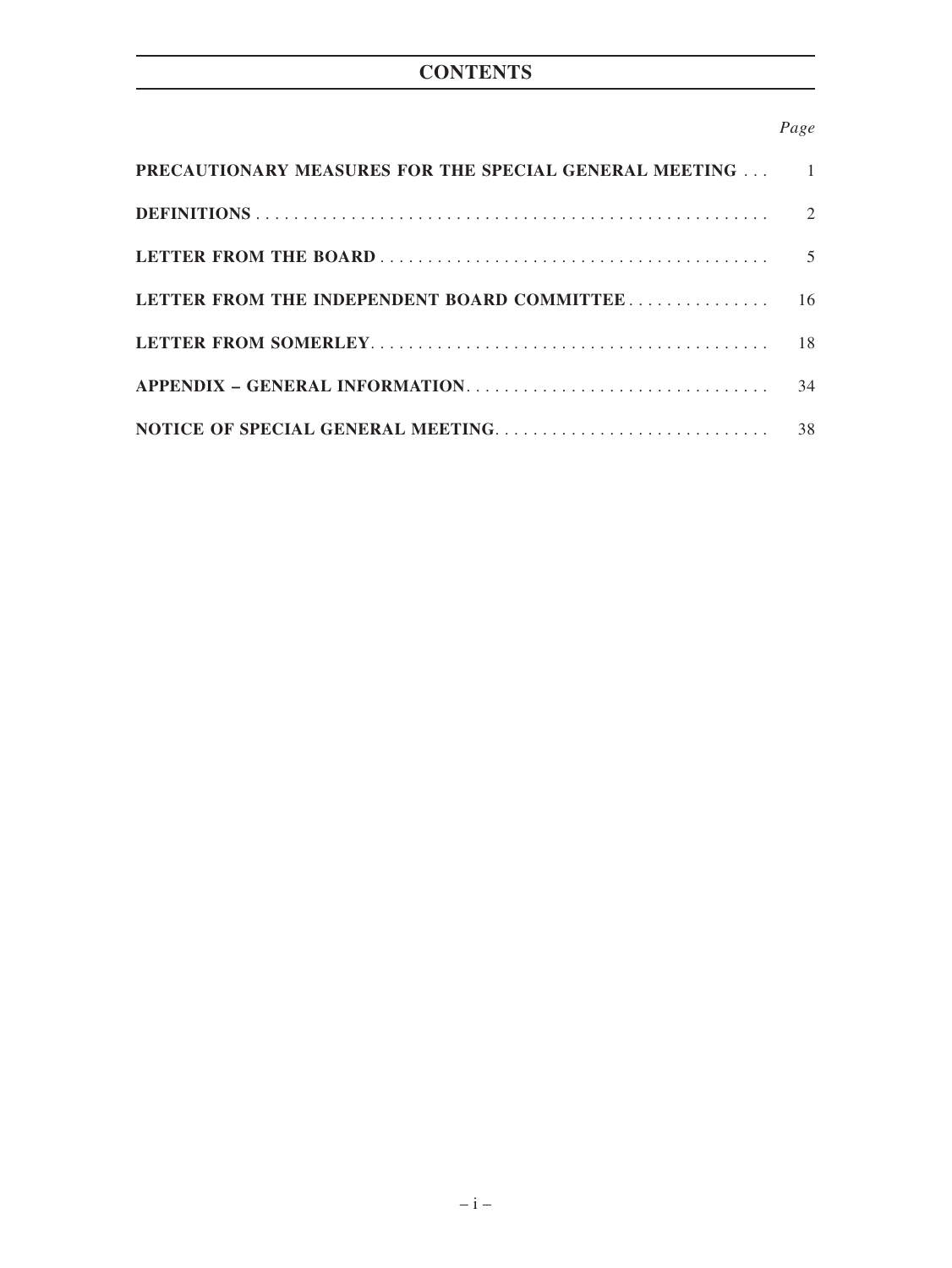# CONTENTS

| | Page |
|---|---|
| **PRECAUTIONARY MEASURES FOR THE SPECIAL GENERAL MEETING** | 1 |
| **DEFINITIONS** | 2 |
| **LETTER FROM THE BOARD** | 5 |
| **LETTER FROM THE INDEPENDENT BOARD COMMITTEE** | 16 |
| **LETTER FROM SOMERLEY** | 18 |
| **APPENDIX – GENERAL INFORMATION** | 34 |
| **NOTICE OF SPECIAL GENERAL MEETING** | 38 |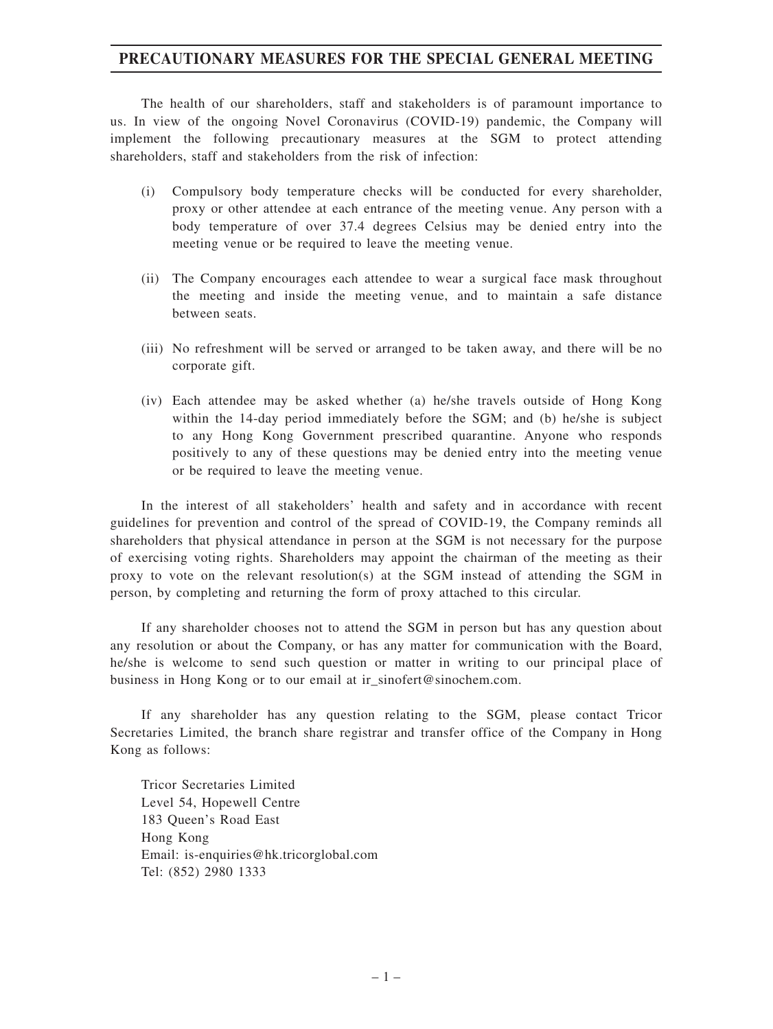# PRECAUTIONARY MEASURES FOR THE SPECIAL GENERAL MEETING

The health of our shareholders, staff and stakeholders is of paramount importance to us. In view of the ongoing Novel Coronavirus (COVID-19) pandemic, the Company will implement the following precautionary measures at the SGM to protect attending shareholders, staff and stakeholders from the risk of infection:

(i) Compulsory body temperature checks will be conducted for every shareholder, proxy or other attendee at each entrance of the meeting venue. Any person with a body temperature of over 37.4 degrees Celsius may be denied entry into the meeting venue or be required to leave the meeting venue.

(ii) The Company encourages each attendee to wear a surgical face mask throughout the meeting and inside the meeting venue, and to maintain a safe distance between seats.

(iii) No refreshment will be served or arranged to be taken away, and there will be no corporate gift.

(iv) Each attendee may be asked whether (a) he/she travels outside of Hong Kong within the 14-day period immediately before the SGM; and (b) he/she is subject to any Hong Kong Government prescribed quarantine. Anyone who responds positively to any of these questions may be denied entry into the meeting venue or be required to leave the meeting venue.

In the interest of all stakeholders' health and safety and in accordance with recent guidelines for prevention and control of the spread of COVID-19, the Company reminds all shareholders that physical attendance in person at the SGM is not necessary for the purpose of exercising voting rights. Shareholders may appoint the chairman of the meeting as their proxy to vote on the relevant resolution(s) at the SGM instead of attending the SGM in person, by completing and returning the form of proxy attached to this circular.

If any shareholder chooses not to attend the SGM in person but has any question about any resolution or about the Company, or has any matter for communication with the Board, he/she is welcome to send such question or matter in writing to our principal place of business in Hong Kong or to our email at ir_sinofert@sinochem.com.

If any shareholder has any question relating to the SGM, please contact Tricor Secretaries Limited, the branch share registrar and transfer office of the Company in Hong Kong as follows:

Tricor Secretaries Limited
Level 54, Hopewell Centre
183 Queen's Road East
Hong Kong
Email: is-enquiries@hk.tricorglobal.com
Tel: (852) 2980 1333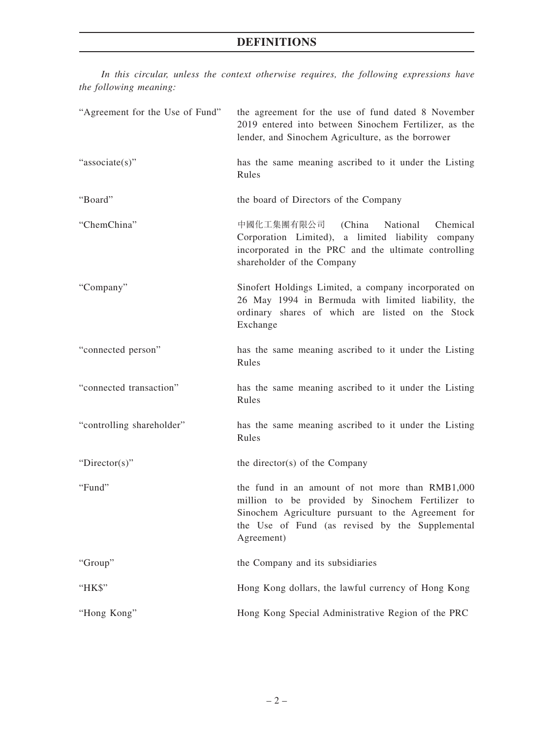# DEFINITIONS

*In this circular, unless the context otherwise requires, the following expressions have the following meaning:*

| | |
|---|---|
| "Agreement for the Use of Fund" | the agreement for the use of fund dated 8 November 2019 entered into between Sinochem Fertilizer, as the lender, and Sinochem Agriculture, as the borrower |
| "associate(s)" | has the same meaning ascribed to it under the Listing Rules |
| "Board" | the board of Directors of the Company |
| "ChemChina" | 中國化工集團有限公司 (China National Chemical Corporation Limited), a limited liability company incorporated in the PRC and the ultimate controlling shareholder of the Company |
| "Company" | Sinofert Holdings Limited, a company incorporated on 26 May 1994 in Bermuda with limited liability, the ordinary shares of which are listed on the Stock Exchange |
| "connected person" | has the same meaning ascribed to it under the Listing Rules |
| "connected transaction" | has the same meaning ascribed to it under the Listing Rules |
| "controlling shareholder" | has the same meaning ascribed to it under the Listing Rules |
| "Director(s)" | the director(s) of the Company |
| "Fund" | the fund in an amount of not more than RMB1,000 million to be provided by Sinochem Fertilizer to Sinochem Agriculture pursuant to the Agreement for the Use of Fund (as revised by the Supplemental Agreement) |
| "Group" | the Company and its subsidiaries |
| "HK$" | Hong Kong dollars, the lawful currency of Hong Kong |
| "Hong Kong" | Hong Kong Special Administrative Region of the PRC |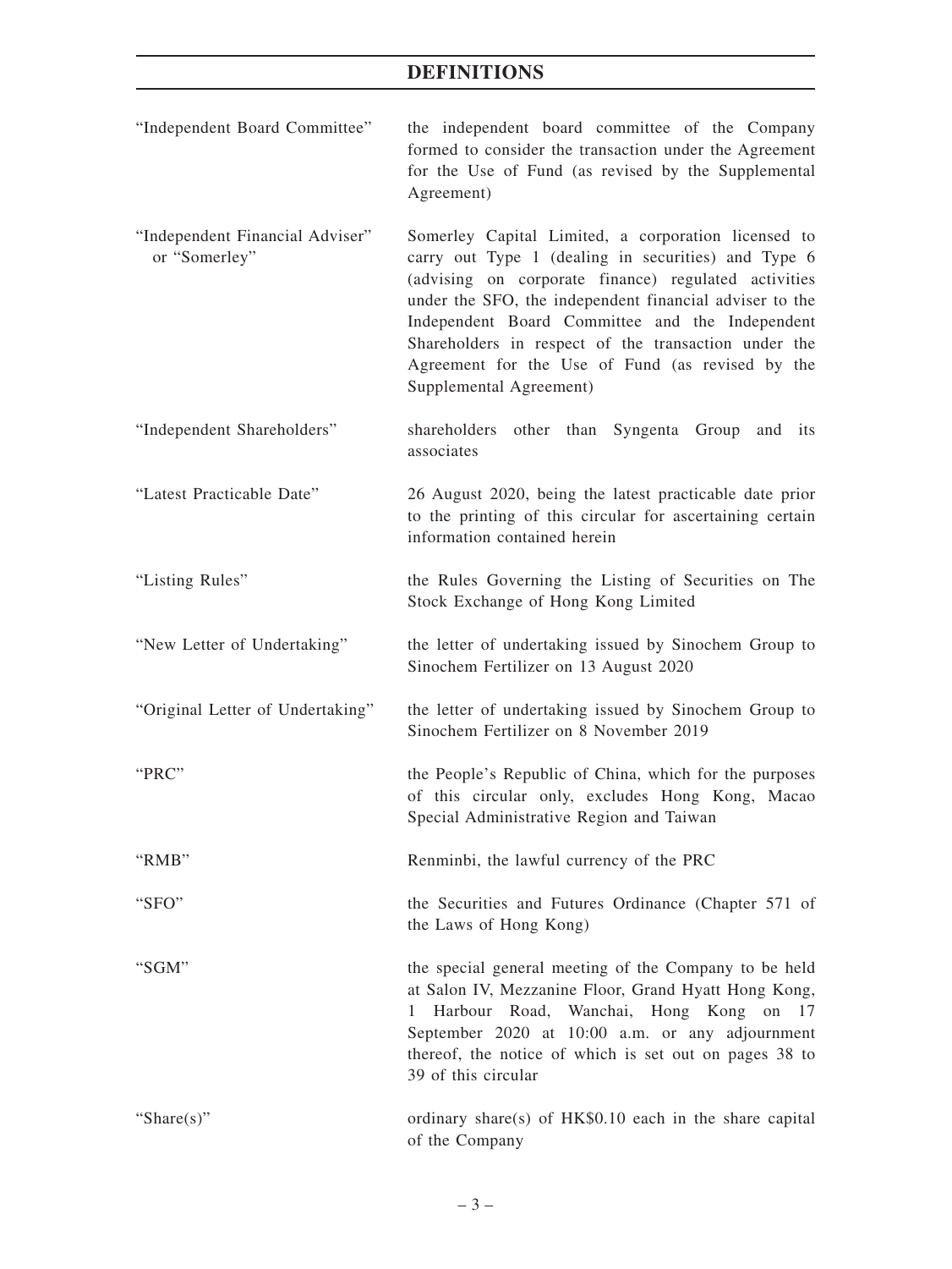# DEFINITIONS

| | |
|---|---|
| "Independent Board Committee" | the independent board committee of the Company formed to consider the transaction under the Agreement for the Use of Fund (as revised by the Supplemental Agreement) |
| "Independent Financial Adviser" or "Somerley" | Somerley Capital Limited, a corporation licensed to carry out Type 1 (dealing in securities) and Type 6 (advising on corporate finance) regulated activities under the SFO, the independent financial adviser to the Independent Board Committee and the Independent Shareholders in respect of the transaction under the Agreement for the Use of Fund (as revised by the Supplemental Agreement) |
| "Independent Shareholders" | shareholders other than Syngenta Group and its associates |
| "Latest Practicable Date" | 26 August 2020, being the latest practicable date prior to the printing of this circular for ascertaining certain information contained herein |
| "Listing Rules" | the Rules Governing the Listing of Securities on The Stock Exchange of Hong Kong Limited |
| "New Letter of Undertaking" | the letter of undertaking issued by Sinochem Group to Sinochem Fertilizer on 13 August 2020 |
| "Original Letter of Undertaking" | the letter of undertaking issued by Sinochem Group to Sinochem Fertilizer on 8 November 2019 |
| "PRC" | the People's Republic of China, which for the purposes of this circular only, excludes Hong Kong, Macao Special Administrative Region and Taiwan |
| "RMB" | Renminbi, the lawful currency of the PRC |
| "SFO" | the Securities and Futures Ordinance (Chapter 571 of the Laws of Hong Kong) |
| "SGM" | the special general meeting of the Company to be held at Salon IV, Mezzanine Floor, Grand Hyatt Hong Kong, 1 Harbour Road, Wanchai, Hong Kong on 17 September 2020 at 10:00 a.m. or any adjournment thereof, the notice of which is set out on pages 38 to 39 of this circular |
| "Share(s)" | ordinary share(s) of HK$0.10 each in the share capital of the Company |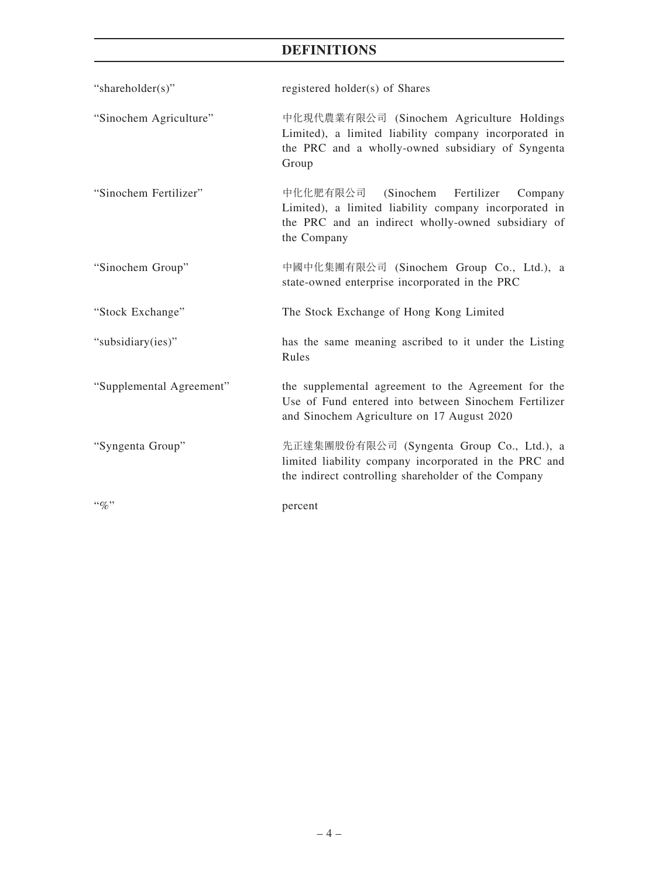# DEFINITIONS

| | |
|---|---|
| "shareholder(s)" | registered holder(s) of Shares |
| "Sinochem Agriculture" | 中化現代農業有限公司 (Sinochem Agriculture Holdings Limited), a limited liability company incorporated in the PRC and a wholly-owned subsidiary of Syngenta Group |
| "Sinochem Fertilizer" | 中化化肥有限公司 (Sinochem Fertilizer Company Limited), a limited liability company incorporated in the PRC and an indirect wholly-owned subsidiary of the Company |
| "Sinochem Group" | 中國中化集團有限公司 (Sinochem Group Co., Ltd.), a state-owned enterprise incorporated in the PRC |
| "Stock Exchange" | The Stock Exchange of Hong Kong Limited |
| "subsidiary(ies)" | has the same meaning ascribed to it under the Listing Rules |
| "Supplemental Agreement" | the supplemental agreement to the Agreement for the Use of Fund entered into between Sinochem Fertilizer and Sinochem Agriculture on 17 August 2020 |
| "Syngenta Group" | 先正達集團股份有限公司 (Syngenta Group Co., Ltd.), a limited liability company incorporated in the PRC and the indirect controlling shareholder of the Company |
| "%" | percent |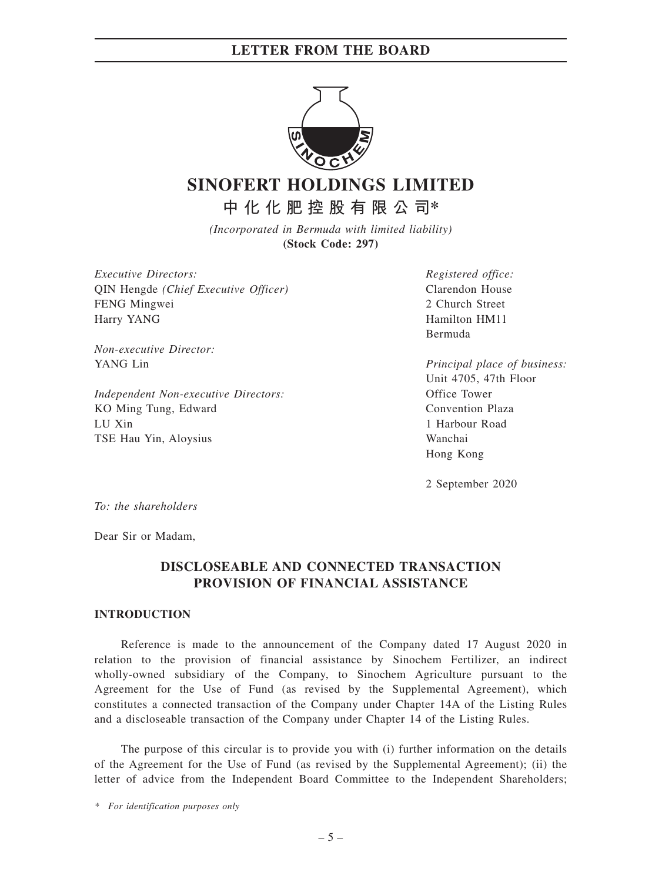# LETTER FROM THE BOARD

# SINOFERT HOLDINGS LIMITED

## 中化化肥控股有限公司*

*(Incorporated in Bermuda with limited liability)*
**(Stock Code: 297)**

*Executive Directors:*
QIN Hengde *(Chief Executive Officer)*
FENG Mingwei
Harry YANG

*Non-executive Director:*
YANG Lin

*Independent Non-executive Directors:*
KO Ming Tung, Edward
LU Xin
TSE Hau Yin, Aloysius

*Registered office:*
Clarendon House
2 Church Street
Hamilton HM11
Bermuda

*Principal place of business:*
Unit 4705, 47th Floor
Office Tower
Convention Plaza
1 Harbour Road
Wanchai
Hong Kong

2 September 2020

*To: the shareholders*

Dear Sir or Madam,

**DISCLOSEABLE AND CONNECTED TRANSACTION**
**PROVISION OF FINANCIAL ASSISTANCE**

**INTRODUCTION**

Reference is made to the announcement of the Company dated 17 August 2020 in relation to the provision of financial assistance by Sinochem Fertilizer, an indirect wholly-owned subsidiary of the Company, to Sinochem Agriculture pursuant to the Agreement for the Use of Fund (as revised by the Supplemental Agreement), which constitutes a connected transaction of the Company under Chapter 14A of the Listing Rules and a discloseable transaction of the Company under Chapter 14 of the Listing Rules.

The purpose of this circular is to provide you with (i) further information on the details of the Agreement for the Use of Fund (as revised by the Supplemental Agreement); (ii) the letter of advice from the Independent Board Committee to the Independent Shareholders;

\* *For identification purposes only*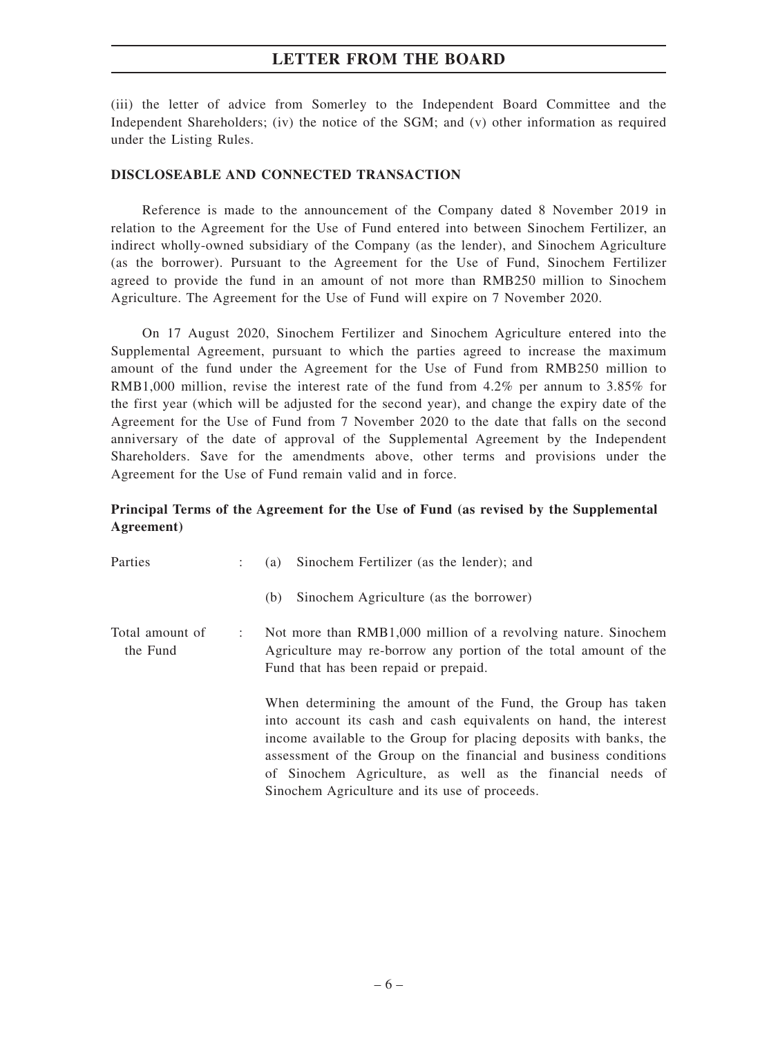(iii) the letter of advice from Somerley to the Independent Board Committee and the Independent Shareholders; (iv) the notice of the SGM; and (v) other information as required under the Listing Rules.

## DISCLOSEABLE AND CONNECTED TRANSACTION

Reference is made to the announcement of the Company dated 8 November 2019 in relation to the Agreement for the Use of Fund entered into between Sinochem Fertilizer, an indirect wholly-owned subsidiary of the Company (as the lender), and Sinochem Agriculture (as the borrower). Pursuant to the Agreement for the Use of Fund, Sinochem Fertilizer agreed to provide the fund in an amount of not more than RMB250 million to Sinochem Agriculture. The Agreement for the Use of Fund will expire on 7 November 2020.

On 17 August 2020, Sinochem Fertilizer and Sinochem Agriculture entered into the Supplemental Agreement, pursuant to which the parties agreed to increase the maximum amount of the fund under the Agreement for the Use of Fund from RMB250 million to RMB1,000 million, revise the interest rate of the fund from 4.2% per annum to 3.85% for the first year (which will be adjusted for the second year), and change the expiry date of the Agreement for the Use of Fund from 7 November 2020 to the date that falls on the second anniversary of the date of approval of the Supplemental Agreement by the Independent Shareholders. Save for the amendments above, other terms and provisions under the Agreement for the Use of Fund remain valid and in force.

### Principal Terms of the Agreement for the Use of Fund (as revised by the Supplemental Agreement)

Parties : (a) Sinochem Fertilizer (as the lender); and

(b) Sinochem Agriculture (as the borrower)

Total amount of the Fund : Not more than RMB1,000 million of a revolving nature. Sinochem Agriculture may re-borrow any portion of the total amount of the Fund that has been repaid or prepaid.

When determining the amount of the Fund, the Group has taken into account its cash and cash equivalents on hand, the interest income available to the Group for placing deposits with banks, the assessment of the Group on the financial and business conditions of Sinochem Agriculture, as well as the financial needs of Sinochem Agriculture and its use of proceeds.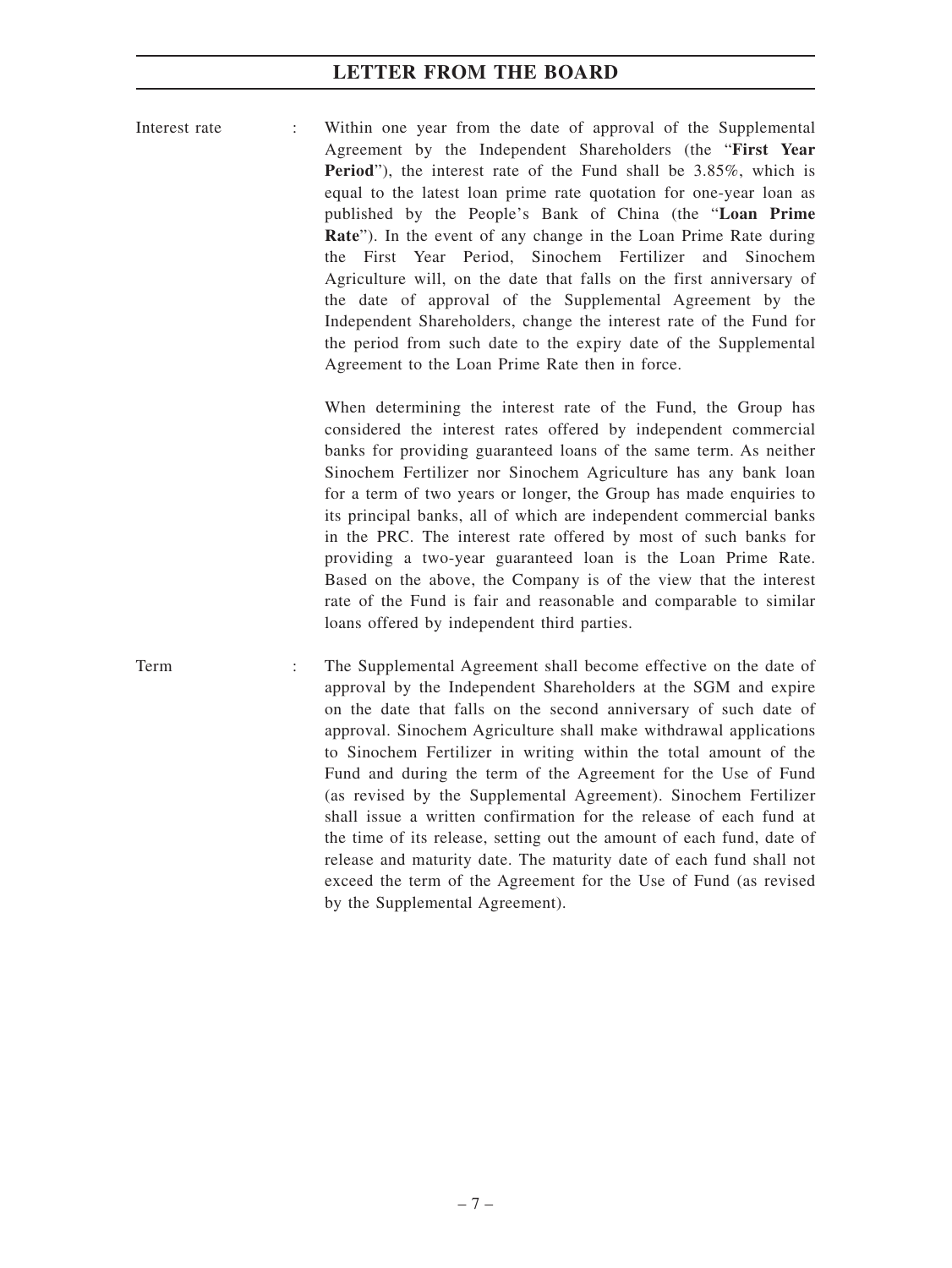Interest rate : Within one year from the date of approval of the Supplemental Agreement by the Independent Shareholders (the "**First Year Period**"), the interest rate of the Fund shall be 3.85%, which is equal to the latest loan prime rate quotation for one-year loan as published by the People's Bank of China (the "**Loan Prime Rate**"). In the event of any change in the Loan Prime Rate during the First Year Period, Sinochem Fertilizer and Sinochem Agriculture will, on the date that falls on the first anniversary of the date of approval of the Supplemental Agreement by the Independent Shareholders, change the interest rate of the Fund for the period from such date to the expiry date of the Supplemental Agreement to the Loan Prime Rate then in force.

When determining the interest rate of the Fund, the Group has considered the interest rates offered by independent commercial banks for providing guaranteed loans of the same term. As neither Sinochem Fertilizer nor Sinochem Agriculture has any bank loan for a term of two years or longer, the Group has made enquiries to its principal banks, all of which are independent commercial banks in the PRC. The interest rate offered by most of such banks for providing a two-year guaranteed loan is the Loan Prime Rate. Based on the above, the Company is of the view that the interest rate of the Fund is fair and reasonable and comparable to similar loans offered by independent third parties.

Term : The Supplemental Agreement shall become effective on the date of approval by the Independent Shareholders at the SGM and expire on the date that falls on the second anniversary of such date of approval. Sinochem Agriculture shall make withdrawal applications to Sinochem Fertilizer in writing within the total amount of the Fund and during the term of the Agreement for the Use of Fund (as revised by the Supplemental Agreement). Sinochem Fertilizer shall issue a written confirmation for the release of each fund at the time of its release, setting out the amount of each fund, date of release and maturity date. The maturity date of each fund shall not exceed the term of the Agreement for the Use of Fund (as revised by the Supplemental Agreement).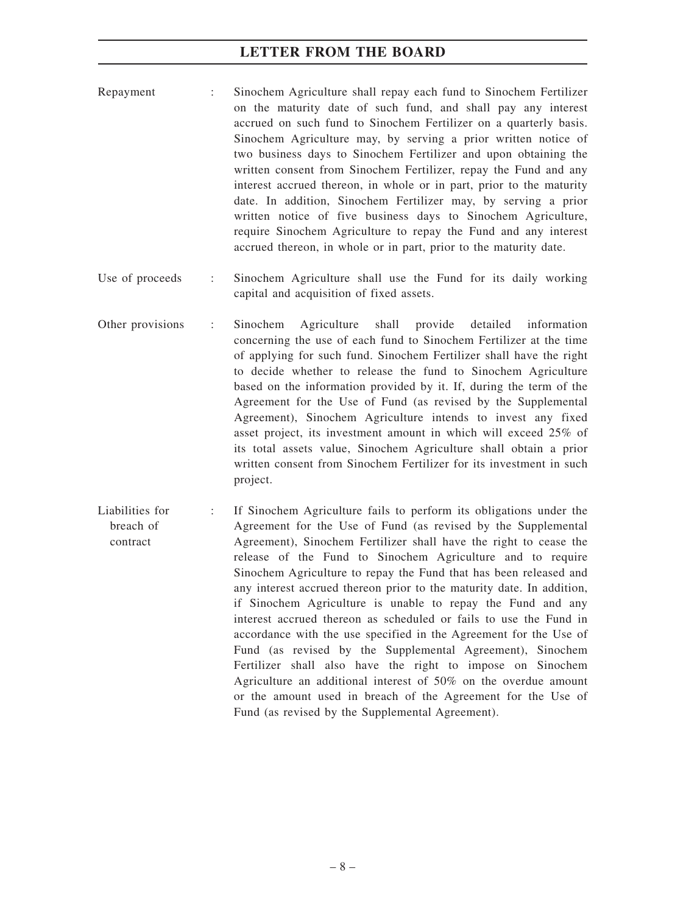| | | |
|---|---|---|
| Repayment | : | Sinochem Agriculture shall repay each fund to Sinochem Fertilizer on the maturity date of such fund, and shall pay any interest accrued on such fund to Sinochem Fertilizer on a quarterly basis. Sinochem Agriculture may, by serving a prior written notice of two business days to Sinochem Fertilizer and upon obtaining the written consent from Sinochem Fertilizer, repay the Fund and any interest accrued thereon, in whole or in part, prior to the maturity date. In addition, Sinochem Fertilizer may, by serving a prior written notice of five business days to Sinochem Agriculture, require Sinochem Agriculture to repay the Fund and any interest accrued thereon, in whole or in part, prior to the maturity date. |
| Use of proceeds | : | Sinochem Agriculture shall use the Fund for its daily working capital and acquisition of fixed assets. |
| Other provisions | : | Sinochem Agriculture shall provide detailed information concerning the use of each fund to Sinochem Fertilizer at the time of applying for such fund. Sinochem Fertilizer shall have the right to decide whether to release the fund to Sinochem Agriculture based on the information provided by it. If, during the term of the Agreement for the Use of Fund (as revised by the Supplemental Agreement), Sinochem Agriculture intends to invest any fixed asset project, its investment amount in which will exceed 25% of its total assets value, Sinochem Agriculture shall obtain a prior written consent from Sinochem Fertilizer for its investment in such project. |
| Liabilities for breach of contract | : | If Sinochem Agriculture fails to perform its obligations under the Agreement for the Use of Fund (as revised by the Supplemental Agreement), Sinochem Fertilizer shall have the right to cease the release of the Fund to Sinochem Agriculture and to require Sinochem Agriculture to repay the Fund that has been released and any interest accrued thereon prior to the maturity date. In addition, if Sinochem Agriculture is unable to repay the Fund and any interest accrued thereon as scheduled or fails to use the Fund in accordance with the use specified in the Agreement for the Use of Fund (as revised by the Supplemental Agreement), Sinochem Fertilizer shall also have the right to impose on Sinochem Agriculture an additional interest of 50% on the overdue amount or the amount used in breach of the Agreement for the Use of Fund (as revised by the Supplemental Agreement). |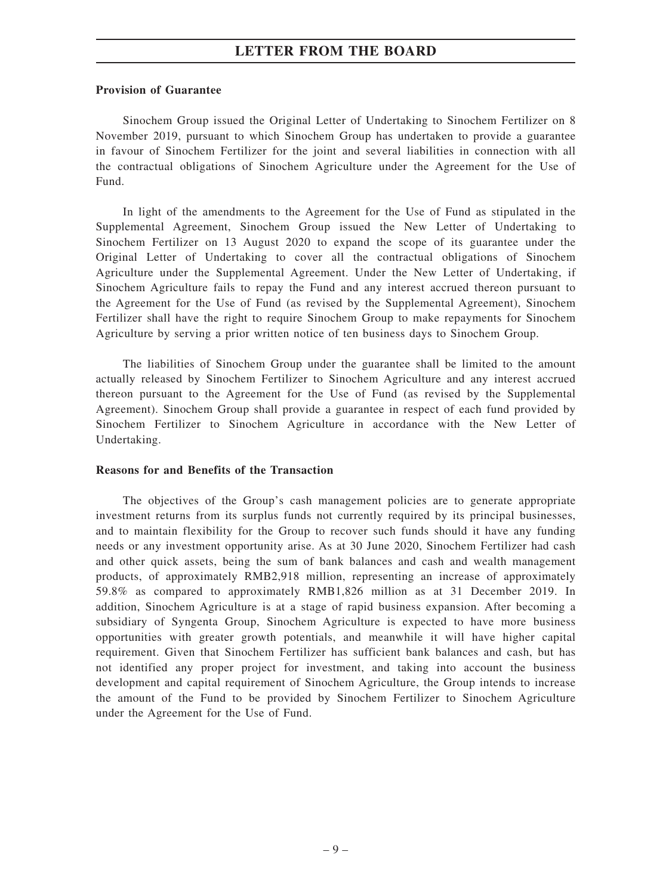**Provision of Guarantee**

Sinochem Group issued the Original Letter of Undertaking to Sinochem Fertilizer on 8 November 2019, pursuant to which Sinochem Group has undertaken to provide a guarantee in favour of Sinochem Fertilizer for the joint and several liabilities in connection with all the contractual obligations of Sinochem Agriculture under the Agreement for the Use of Fund.

In light of the amendments to the Agreement for the Use of Fund as stipulated in the Supplemental Agreement, Sinochem Group issued the New Letter of Undertaking to Sinochem Fertilizer on 13 August 2020 to expand the scope of its guarantee under the Original Letter of Undertaking to cover all the contractual obligations of Sinochem Agriculture under the Supplemental Agreement. Under the New Letter of Undertaking, if Sinochem Agriculture fails to repay the Fund and any interest accrued thereon pursuant to the Agreement for the Use of Fund (as revised by the Supplemental Agreement), Sinochem Fertilizer shall have the right to require Sinochem Group to make repayments for Sinochem Agriculture by serving a prior written notice of ten business days to Sinochem Group.

The liabilities of Sinochem Group under the guarantee shall be limited to the amount actually released by Sinochem Fertilizer to Sinochem Agriculture and any interest accrued thereon pursuant to the Agreement for the Use of Fund (as revised by the Supplemental Agreement). Sinochem Group shall provide a guarantee in respect of each fund provided by Sinochem Fertilizer to Sinochem Agriculture in accordance with the New Letter of Undertaking.

**Reasons for and Benefits of the Transaction**

The objectives of the Group's cash management policies are to generate appropriate investment returns from its surplus funds not currently required by its principal businesses, and to maintain flexibility for the Group to recover such funds should it have any funding needs or any investment opportunity arise. As at 30 June 2020, Sinochem Fertilizer had cash and other quick assets, being the sum of bank balances and cash and wealth management products, of approximately RMB2,918 million, representing an increase of approximately 59.8% as compared to approximately RMB1,826 million as at 31 December 2019. In addition, Sinochem Agriculture is at a stage of rapid business expansion. After becoming a subsidiary of Syngenta Group, Sinochem Agriculture is expected to have more business opportunities with greater growth potentials, and meanwhile it will have higher capital requirement. Given that Sinochem Fertilizer has sufficient bank balances and cash, but has not identified any proper project for investment, and taking into account the business development and capital requirement of Sinochem Agriculture, the Group intends to increase the amount of the Fund to be provided by Sinochem Fertilizer to Sinochem Agriculture under the Agreement for the Use of Fund.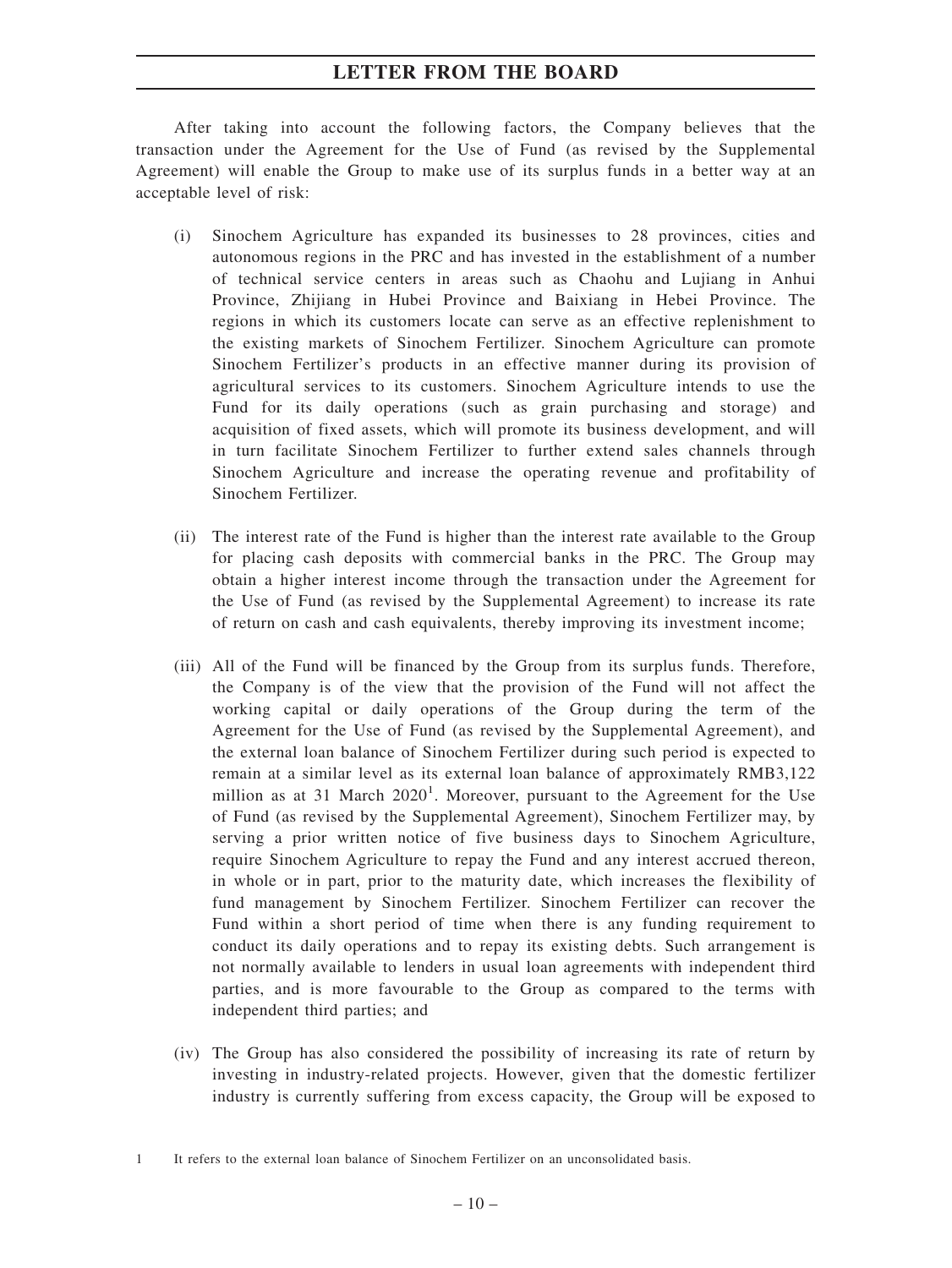After taking into account the following factors, the Company believes that the transaction under the Agreement for the Use of Fund (as revised by the Supplemental Agreement) will enable the Group to make use of its surplus funds in a better way at an acceptable level of risk:

(i) Sinochem Agriculture has expanded its businesses to 28 provinces, cities and autonomous regions in the PRC and has invested in the establishment of a number of technical service centers in areas such as Chaohu and Lujiang in Anhui Province, Zhijiang in Hubei Province and Baixiang in Hebei Province. The regions in which its customers locate can serve as an effective replenishment to the existing markets of Sinochem Fertilizer. Sinochem Agriculture can promote Sinochem Fertilizer's products in an effective manner during its provision of agricultural services to its customers. Sinochem Agriculture intends to use the Fund for its daily operations (such as grain purchasing and storage) and acquisition of fixed assets, which will promote its business development, and will in turn facilitate Sinochem Fertilizer to further extend sales channels through Sinochem Agriculture and increase the operating revenue and profitability of Sinochem Fertilizer.

(ii) The interest rate of the Fund is higher than the interest rate available to the Group for placing cash deposits with commercial banks in the PRC. The Group may obtain a higher interest income through the transaction under the Agreement for the Use of Fund (as revised by the Supplemental Agreement) to increase its rate of return on cash and cash equivalents, thereby improving its investment income;

(iii) All of the Fund will be financed by the Group from its surplus funds. Therefore, the Company is of the view that the provision of the Fund will not affect the working capital or daily operations of the Group during the term of the Agreement for the Use of Fund (as revised by the Supplemental Agreement), and the external loan balance of Sinochem Fertilizer during such period is expected to remain at a similar level as its external loan balance of approximately RMB3,122 million as at 31 March 2020[1]. Moreover, pursuant to the Agreement for the Use of Fund (as revised by the Supplemental Agreement), Sinochem Fertilizer may, by serving a prior written notice of five business days to Sinochem Agriculture, require Sinochem Agriculture to repay the Fund and any interest accrued thereon, in whole or in part, prior to the maturity date, which increases the flexibility of fund management by Sinochem Fertilizer. Sinochem Fertilizer can recover the Fund within a short period of time when there is any funding requirement to conduct its daily operations and to repay its existing debts. Such arrangement is not normally available to lenders in usual loan agreements with independent third parties, and is more favourable to the Group as compared to the terms with independent third parties; and

(iv) The Group has also considered the possibility of increasing its rate of return by investing in industry-related projects. However, given that the domestic fertilizer industry is currently suffering from excess capacity, the Group will be exposed to

1 It refers to the external loan balance of Sinochem Fertilizer on an unconsolidated basis.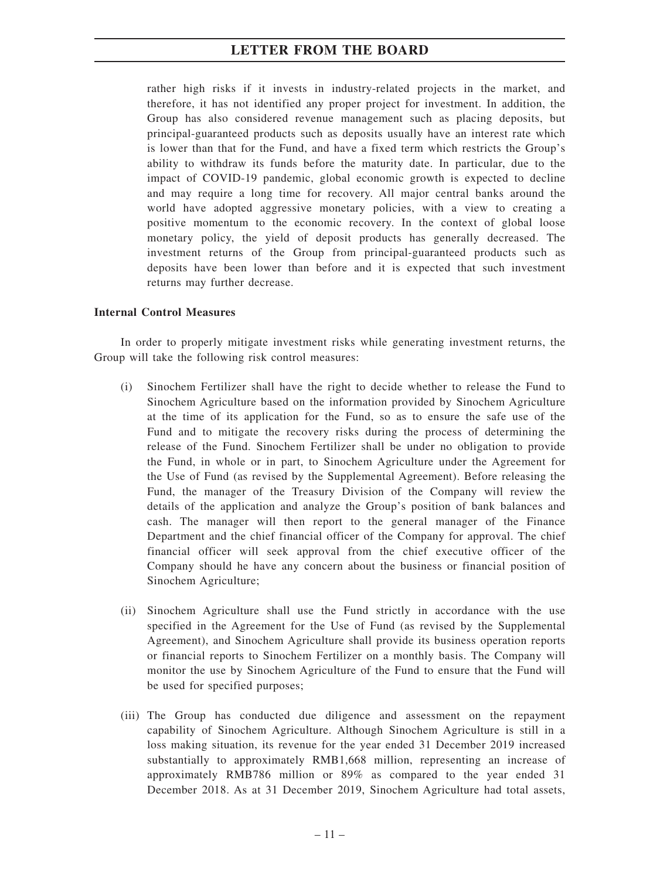rather high risks if it invests in industry-related projects in the market, and therefore, it has not identified any proper project for investment. In addition, the Group has also considered revenue management such as placing deposits, but principal-guaranteed products such as deposits usually have an interest rate which is lower than that for the Fund, and have a fixed term which restricts the Group's ability to withdraw its funds before the maturity date. In particular, due to the impact of COVID-19 pandemic, global economic growth is expected to decline and may require a long time for recovery. All major central banks around the world have adopted aggressive monetary policies, with a view to creating a positive momentum to the economic recovery. In the context of global loose monetary policy, the yield of deposit products has generally decreased. The investment returns of the Group from principal-guaranteed products such as deposits have been lower than before and it is expected that such investment returns may further decrease.

**Internal Control Measures**

In order to properly mitigate investment risks while generating investment returns, the Group will take the following risk control measures:

(i) Sinochem Fertilizer shall have the right to decide whether to release the Fund to Sinochem Agriculture based on the information provided by Sinochem Agriculture at the time of its application for the Fund, so as to ensure the safe use of the Fund and to mitigate the recovery risks during the process of determining the release of the Fund. Sinochem Fertilizer shall be under no obligation to provide the Fund, in whole or in part, to Sinochem Agriculture under the Agreement for the Use of Fund (as revised by the Supplemental Agreement). Before releasing the Fund, the manager of the Treasury Division of the Company will review the details of the application and analyze the Group's position of bank balances and cash. The manager will then report to the general manager of the Finance Department and the chief financial officer of the Company for approval. The chief financial officer will seek approval from the chief executive officer of the Company should he have any concern about the business or financial position of Sinochem Agriculture;

(ii) Sinochem Agriculture shall use the Fund strictly in accordance with the use specified in the Agreement for the Use of Fund (as revised by the Supplemental Agreement), and Sinochem Agriculture shall provide its business operation reports or financial reports to Sinochem Fertilizer on a monthly basis. The Company will monitor the use by Sinochem Agriculture of the Fund to ensure that the Fund will be used for specified purposes;

(iii) The Group has conducted due diligence and assessment on the repayment capability of Sinochem Agriculture. Although Sinochem Agriculture is still in a loss making situation, its revenue for the year ended 31 December 2019 increased substantially to approximately RMB1,668 million, representing an increase of approximately RMB786 million or 89% as compared to the year ended 31 December 2018. As at 31 December 2019, Sinochem Agriculture had total assets,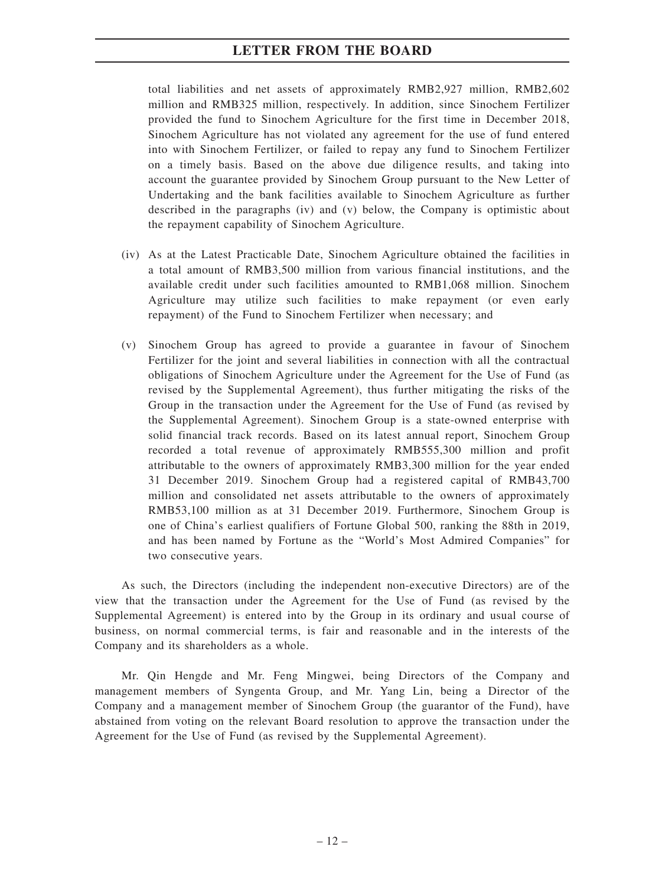total liabilities and net assets of approximately RMB2,927 million, RMB2,602 million and RMB325 million, respectively. In addition, since Sinochem Fertilizer provided the fund to Sinochem Agriculture for the first time in December 2018, Sinochem Agriculture has not violated any agreement for the use of fund entered into with Sinochem Fertilizer, or failed to repay any fund to Sinochem Fertilizer on a timely basis. Based on the above due diligence results, and taking into account the guarantee provided by Sinochem Group pursuant to the New Letter of Undertaking and the bank facilities available to Sinochem Agriculture as further described in the paragraphs (iv) and (v) below, the Company is optimistic about the repayment capability of Sinochem Agriculture.

(iv) As at the Latest Practicable Date, Sinochem Agriculture obtained the facilities in a total amount of RMB3,500 million from various financial institutions, and the available credit under such facilities amounted to RMB1,068 million. Sinochem Agriculture may utilize such facilities to make repayment (or even early repayment) of the Fund to Sinochem Fertilizer when necessary; and

(v) Sinochem Group has agreed to provide a guarantee in favour of Sinochem Fertilizer for the joint and several liabilities in connection with all the contractual obligations of Sinochem Agriculture under the Agreement for the Use of Fund (as revised by the Supplemental Agreement), thus further mitigating the risks of the Group in the transaction under the Agreement for the Use of Fund (as revised by the Supplemental Agreement). Sinochem Group is a state-owned enterprise with solid financial track records. Based on its latest annual report, Sinochem Group recorded a total revenue of approximately RMB555,300 million and profit attributable to the owners of approximately RMB3,300 million for the year ended 31 December 2019. Sinochem Group had a registered capital of RMB43,700 million and consolidated net assets attributable to the owners of approximately RMB53,100 million as at 31 December 2019. Furthermore, Sinochem Group is one of China's earliest qualifiers of Fortune Global 500, ranking the 88th in 2019, and has been named by Fortune as the "World's Most Admired Companies" for two consecutive years.

As such, the Directors (including the independent non-executive Directors) are of the view that the transaction under the Agreement for the Use of Fund (as revised by the Supplemental Agreement) is entered into by the Group in its ordinary and usual course of business, on normal commercial terms, is fair and reasonable and in the interests of the Company and its shareholders as a whole.

Mr. Qin Hengde and Mr. Feng Mingwei, being Directors of the Company and management members of Syngenta Group, and Mr. Yang Lin, being a Director of the Company and a management member of Sinochem Group (the guarantor of the Fund), have abstained from voting on the relevant Board resolution to approve the transaction under the Agreement for the Use of Fund (as revised by the Supplemental Agreement).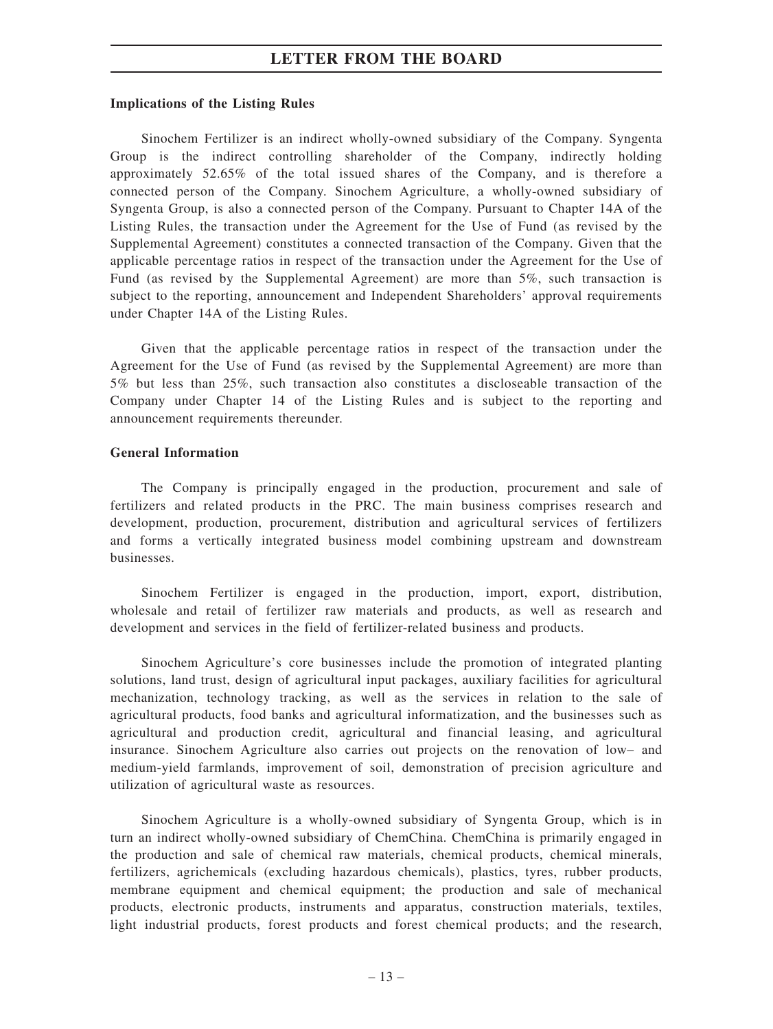**Implications of the Listing Rules**

Sinochem Fertilizer is an indirect wholly-owned subsidiary of the Company. Syngenta Group is the indirect controlling shareholder of the Company, indirectly holding approximately 52.65% of the total issued shares of the Company, and is therefore a connected person of the Company. Sinochem Agriculture, a wholly-owned subsidiary of Syngenta Group, is also a connected person of the Company. Pursuant to Chapter 14A of the Listing Rules, the transaction under the Agreement for the Use of Fund (as revised by the Supplemental Agreement) constitutes a connected transaction of the Company. Given that the applicable percentage ratios in respect of the transaction under the Agreement for the Use of Fund (as revised by the Supplemental Agreement) are more than 5%, such transaction is subject to the reporting, announcement and Independent Shareholders' approval requirements under Chapter 14A of the Listing Rules.

Given that the applicable percentage ratios in respect of the transaction under the Agreement for the Use of Fund (as revised by the Supplemental Agreement) are more than 5% but less than 25%, such transaction also constitutes a discloseable transaction of the Company under Chapter 14 of the Listing Rules and is subject to the reporting and announcement requirements thereunder.

**General Information**

The Company is principally engaged in the production, procurement and sale of fertilizers and related products in the PRC. The main business comprises research and development, production, procurement, distribution and agricultural services of fertilizers and forms a vertically integrated business model combining upstream and downstream businesses.

Sinochem Fertilizer is engaged in the production, import, export, distribution, wholesale and retail of fertilizer raw materials and products, as well as research and development and services in the field of fertilizer-related business and products.

Sinochem Agriculture's core businesses include the promotion of integrated planting solutions, land trust, design of agricultural input packages, auxiliary facilities for agricultural mechanization, technology tracking, as well as the services in relation to the sale of agricultural products, food banks and agricultural informatization, and the businesses such as agricultural and production credit, agricultural and financial leasing, and agricultural insurance. Sinochem Agriculture also carries out projects on the renovation of low– and medium-yield farmlands, improvement of soil, demonstration of precision agriculture and utilization of agricultural waste as resources.

Sinochem Agriculture is a wholly-owned subsidiary of Syngenta Group, which is in turn an indirect wholly-owned subsidiary of ChemChina. ChemChina is primarily engaged in the production and sale of chemical raw materials, chemical products, chemical minerals, fertilizers, agrichemicals (excluding hazardous chemicals), plastics, tyres, rubber products, membrane equipment and chemical equipment; the production and sale of mechanical products, electronic products, instruments and apparatus, construction materials, textiles, light industrial products, forest products and forest chemical products; and the research,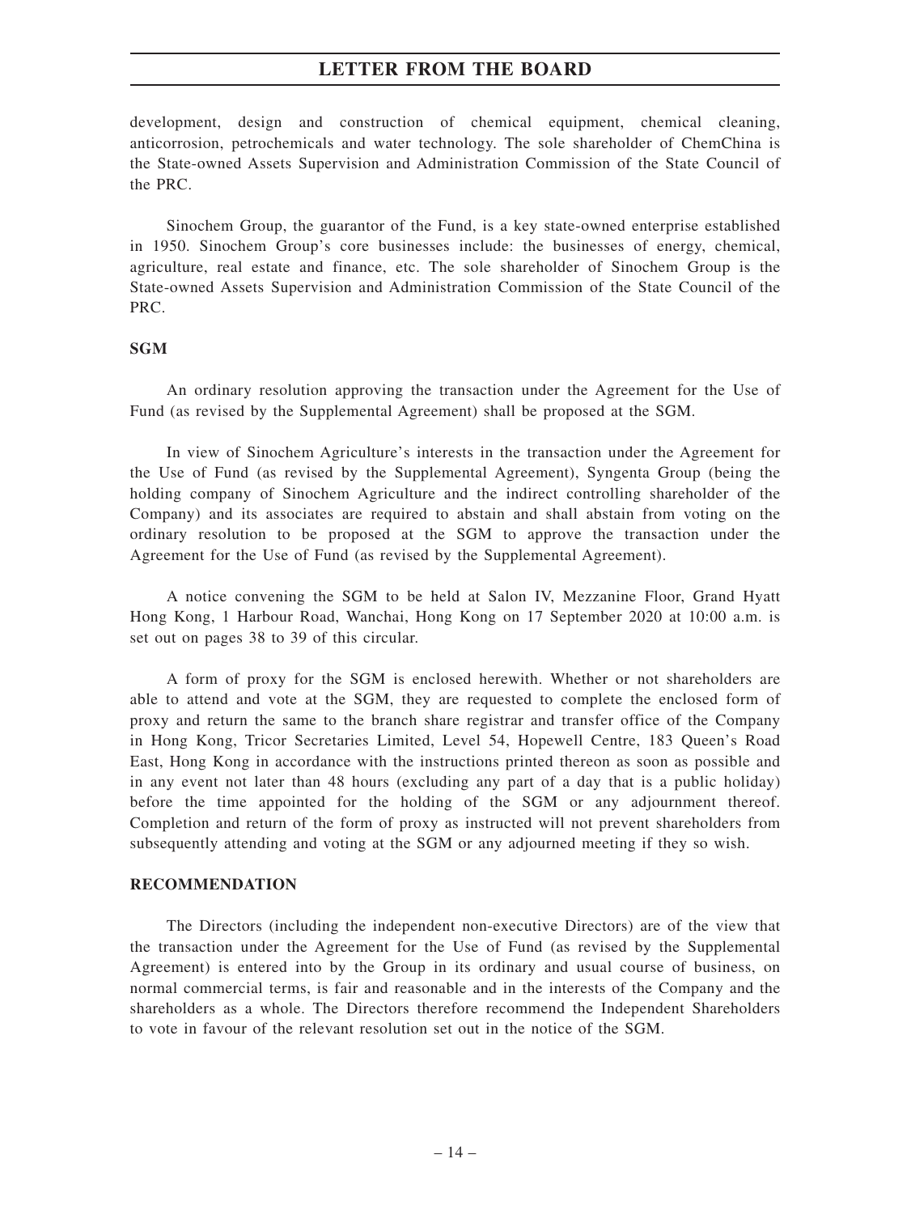development, design and construction of chemical equipment, chemical cleaning, anticorrosion, petrochemicals and water technology. The sole shareholder of ChemChina is the State-owned Assets Supervision and Administration Commission of the State Council of the PRC.

Sinochem Group, the guarantor of the Fund, is a key state-owned enterprise established in 1950. Sinochem Group's core businesses include: the businesses of energy, chemical, agriculture, real estate and finance, etc. The sole shareholder of Sinochem Group is the State-owned Assets Supervision and Administration Commission of the State Council of the PRC.

**SGM**

An ordinary resolution approving the transaction under the Agreement for the Use of Fund (as revised by the Supplemental Agreement) shall be proposed at the SGM.

In view of Sinochem Agriculture's interests in the transaction under the Agreement for the Use of Fund (as revised by the Supplemental Agreement), Syngenta Group (being the holding company of Sinochem Agriculture and the indirect controlling shareholder of the Company) and its associates are required to abstain and shall abstain from voting on the ordinary resolution to be proposed at the SGM to approve the transaction under the Agreement for the Use of Fund (as revised by the Supplemental Agreement).

A notice convening the SGM to be held at Salon IV, Mezzanine Floor, Grand Hyatt Hong Kong, 1 Harbour Road, Wanchai, Hong Kong on 17 September 2020 at 10:00 a.m. is set out on pages 38 to 39 of this circular.

A form of proxy for the SGM is enclosed herewith. Whether or not shareholders are able to attend and vote at the SGM, they are requested to complete the enclosed form of proxy and return the same to the branch share registrar and transfer office of the Company in Hong Kong, Tricor Secretaries Limited, Level 54, Hopewell Centre, 183 Queen's Road East, Hong Kong in accordance with the instructions printed thereon as soon as possible and in any event not later than 48 hours (excluding any part of a day that is a public holiday) before the time appointed for the holding of the SGM or any adjournment thereof. Completion and return of the form of proxy as instructed will not prevent shareholders from subsequently attending and voting at the SGM or any adjourned meeting if they so wish.

**RECOMMENDATION**

The Directors (including the independent non-executive Directors) are of the view that the transaction under the Agreement for the Use of Fund (as revised by the Supplemental Agreement) is entered into by the Group in its ordinary and usual course of business, on normal commercial terms, is fair and reasonable and in the interests of the Company and the shareholders as a whole. The Directors therefore recommend the Independent Shareholders to vote in favour of the relevant resolution set out in the notice of the SGM.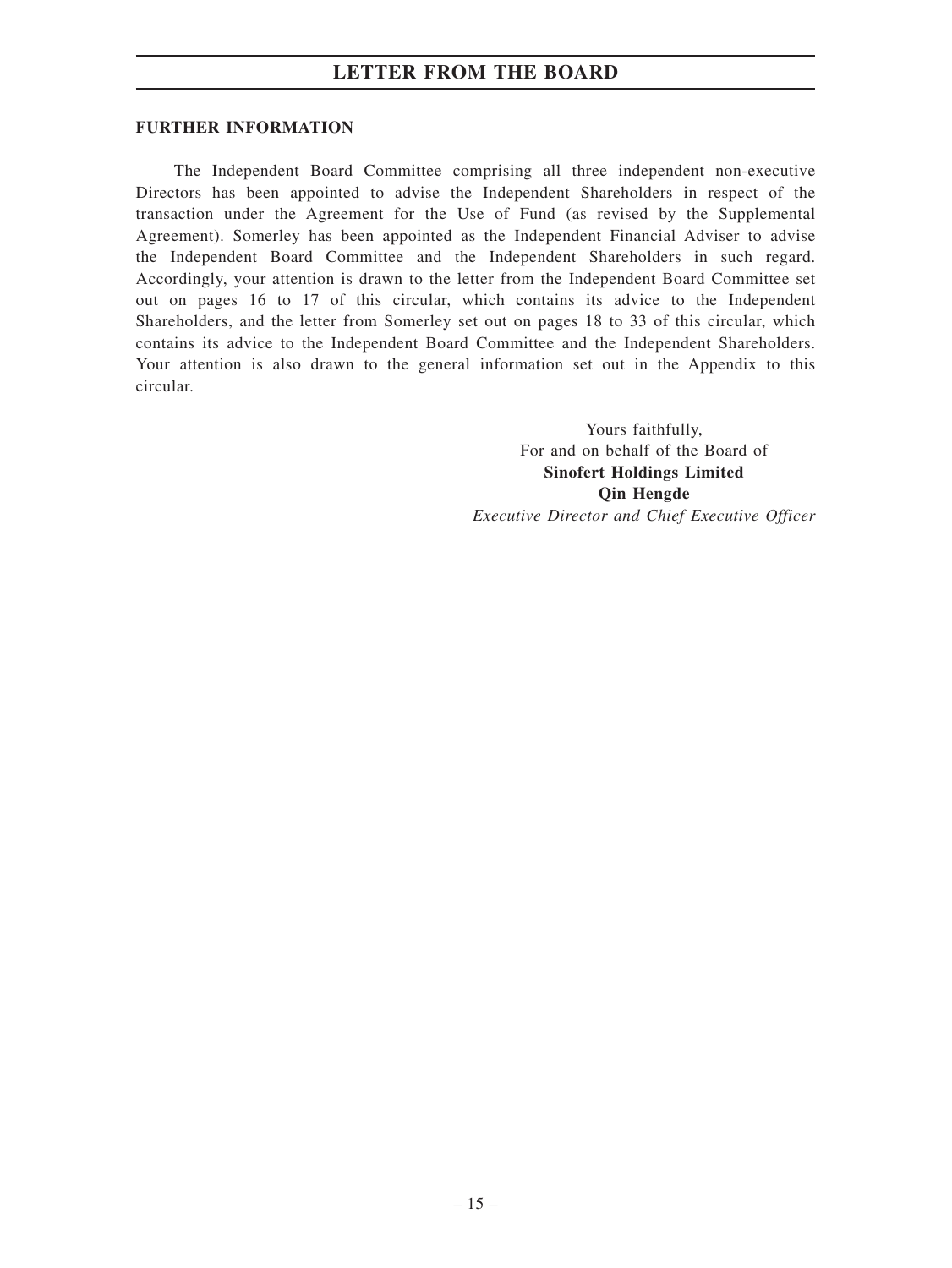**FURTHER INFORMATION**

The Independent Board Committee comprising all three independent non-executive Directors has been appointed to advise the Independent Shareholders in respect of the transaction under the Agreement for the Use of Fund (as revised by the Supplemental Agreement). Somerley has been appointed as the Independent Financial Adviser to advise the Independent Board Committee and the Independent Shareholders in such regard. Accordingly, your attention is drawn to the letter from the Independent Board Committee set out on pages 16 to 17 of this circular, which contains its advice to the Independent Shareholders, and the letter from Somerley set out on pages 18 to 33 of this circular, which contains its advice to the Independent Board Committee and the Independent Shareholders. Your attention is also drawn to the general information set out in the Appendix to this circular.

Yours faithfully,
For and on behalf of the Board of
**Sinofert Holdings Limited**
**Qin Hengde**
*Executive Director and Chief Executive Officer*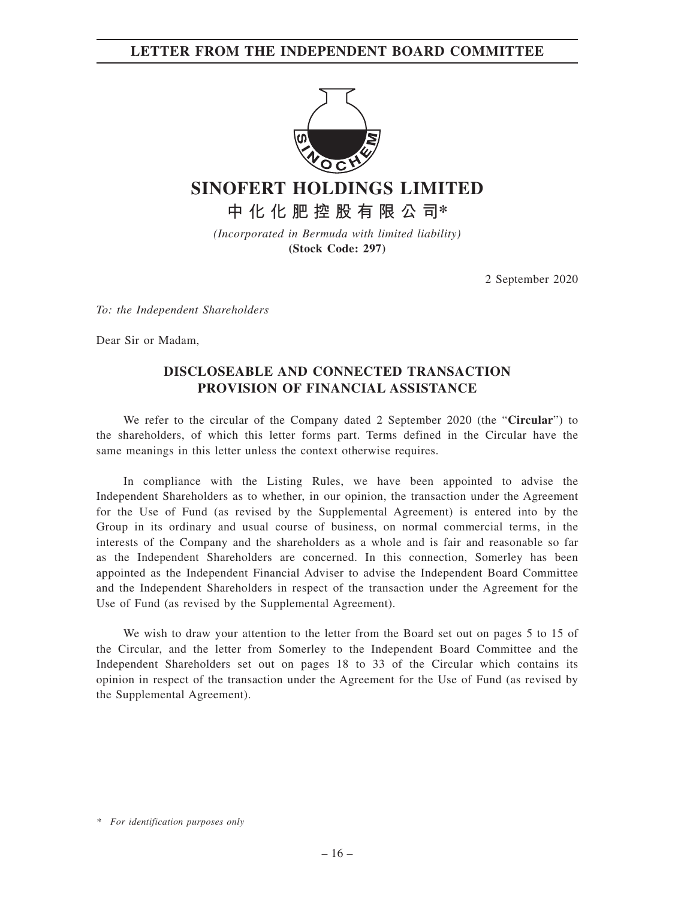# SINOFERT HOLDINGS LIMITED

**中化化肥控股有限公司***

*(Incorporated in Bermuda with limited liability)*
**(Stock Code: 297)**

2 September 2020

*To: the Independent Shareholders*

Dear Sir or Madam,

## DISCLOSEABLE AND CONNECTED TRANSACTION PROVISION OF FINANCIAL ASSISTANCE

We refer to the circular of the Company dated 2 September 2020 (the "**Circular**") to the shareholders, of which this letter forms part. Terms defined in the Circular have the same meanings in this letter unless the context otherwise requires.

In compliance with the Listing Rules, we have been appointed to advise the Independent Shareholders as to whether, in our opinion, the transaction under the Agreement for the Use of Fund (as revised by the Supplemental Agreement) is entered into by the Group in its ordinary and usual course of business, on normal commercial terms, in the interests of the Company and the shareholders as a whole and is fair and reasonable so far as the Independent Shareholders are concerned. In this connection, Somerley has been appointed as the Independent Financial Adviser to advise the Independent Board Committee and the Independent Shareholders in respect of the transaction under the Agreement for the Use of Fund (as revised by the Supplemental Agreement).

We wish to draw your attention to the letter from the Board set out on pages 5 to 15 of the Circular, and the letter from Somerley to the Independent Board Committee and the Independent Shareholders set out on pages 18 to 33 of the Circular which contains its opinion in respect of the transaction under the Agreement for the Use of Fund (as revised by the Supplemental Agreement).

\* *For identification purposes only*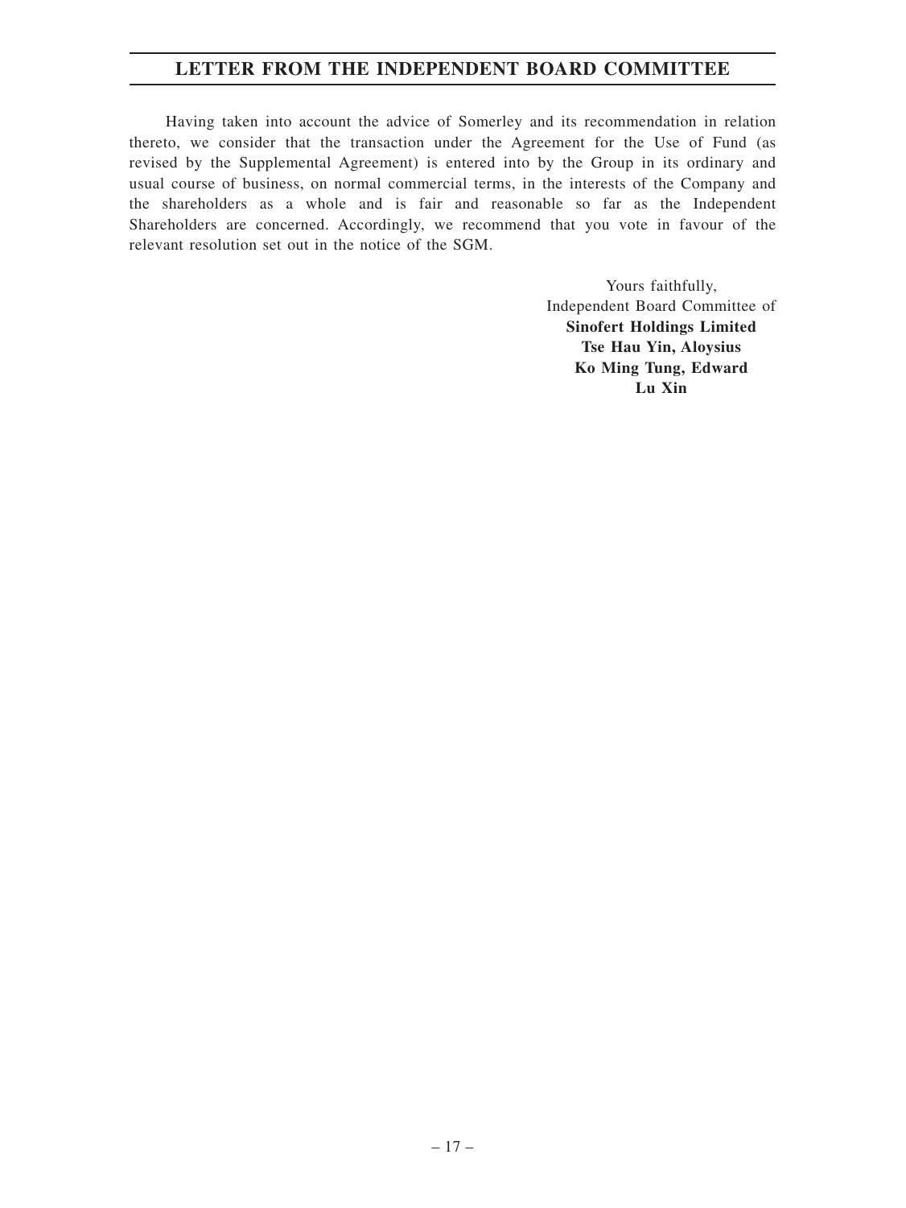## LETTER FROM THE INDEPENDENT BOARD COMMITTEE

Having taken into account the advice of Somerley and its recommendation in relation thereto, we consider that the transaction under the Agreement for the Use of Fund (as revised by the Supplemental Agreement) is entered into by the Group in its ordinary and usual course of business, on normal commercial terms, in the interests of the Company and the shareholders as a whole and is fair and reasonable so far as the Independent Shareholders are concerned. Accordingly, we recommend that you vote in favour of the relevant resolution set out in the notice of the SGM.

Yours faithfully,
Independent Board Committee of
**Sinofert Holdings Limited**
**Tse Hau Yin, Aloysius**
**Ko Ming Tung, Edward**
**Lu Xin**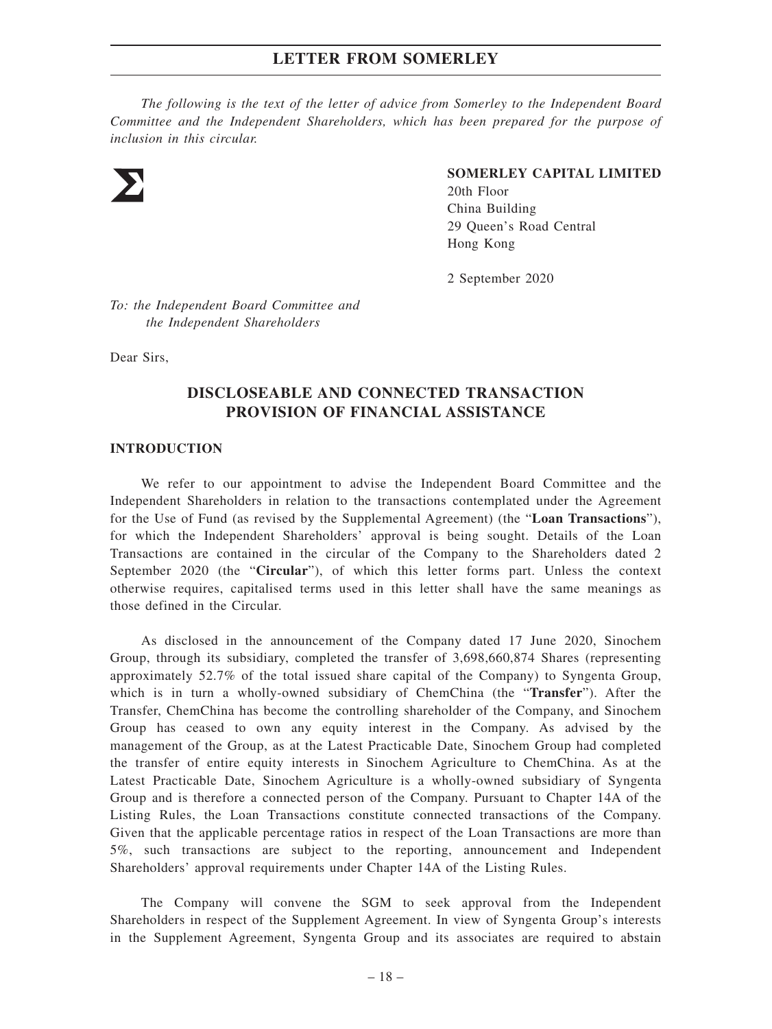*The following is the text of the letter of advice from Somerley to the Independent Board Committee and the Independent Shareholders, which has been prepared for the purpose of inclusion in this circular.*

Σ

**SOMERLEY CAPITAL LIMITED**
20th Floor
China Building
29 Queen's Road Central
Hong Kong

2 September 2020

*To: the Independent Board Committee and the Independent Shareholders*

Dear Sirs,

## DISCLOSEABLE AND CONNECTED TRANSACTION PROVISION OF FINANCIAL ASSISTANCE

### INTRODUCTION

We refer to our appointment to advise the Independent Board Committee and the Independent Shareholders in relation to the transactions contemplated under the Agreement for the Use of Fund (as revised by the Supplemental Agreement) (the "**Loan Transactions**"), for which the Independent Shareholders' approval is being sought. Details of the Loan Transactions are contained in the circular of the Company to the Shareholders dated 2 September 2020 (the "**Circular**"), of which this letter forms part. Unless the context otherwise requires, capitalised terms used in this letter shall have the same meanings as those defined in the Circular.

As disclosed in the announcement of the Company dated 17 June 2020, Sinochem Group, through its subsidiary, completed the transfer of 3,698,660,874 Shares (representing approximately 52.7% of the total issued share capital of the Company) to Syngenta Group, which is in turn a wholly-owned subsidiary of ChemChina (the "**Transfer**"). After the Transfer, ChemChina has become the controlling shareholder of the Company, and Sinochem Group has ceased to own any equity interest in the Company. As advised by the management of the Group, as at the Latest Practicable Date, Sinochem Group had completed the transfer of entire equity interests in Sinochem Agriculture to ChemChina. As at the Latest Practicable Date, Sinochem Agriculture is a wholly-owned subsidiary of Syngenta Group and is therefore a connected person of the Company. Pursuant to Chapter 14A of the Listing Rules, the Loan Transactions constitute connected transactions of the Company. Given that the applicable percentage ratios in respect of the Loan Transactions are more than 5%, such transactions are subject to the reporting, announcement and Independent Shareholders' approval requirements under Chapter 14A of the Listing Rules.

The Company will convene the SGM to seek approval from the Independent Shareholders in respect of the Supplement Agreement. In view of Syngenta Group's interests in the Supplement Agreement, Syngenta Group and its associates are required to abstain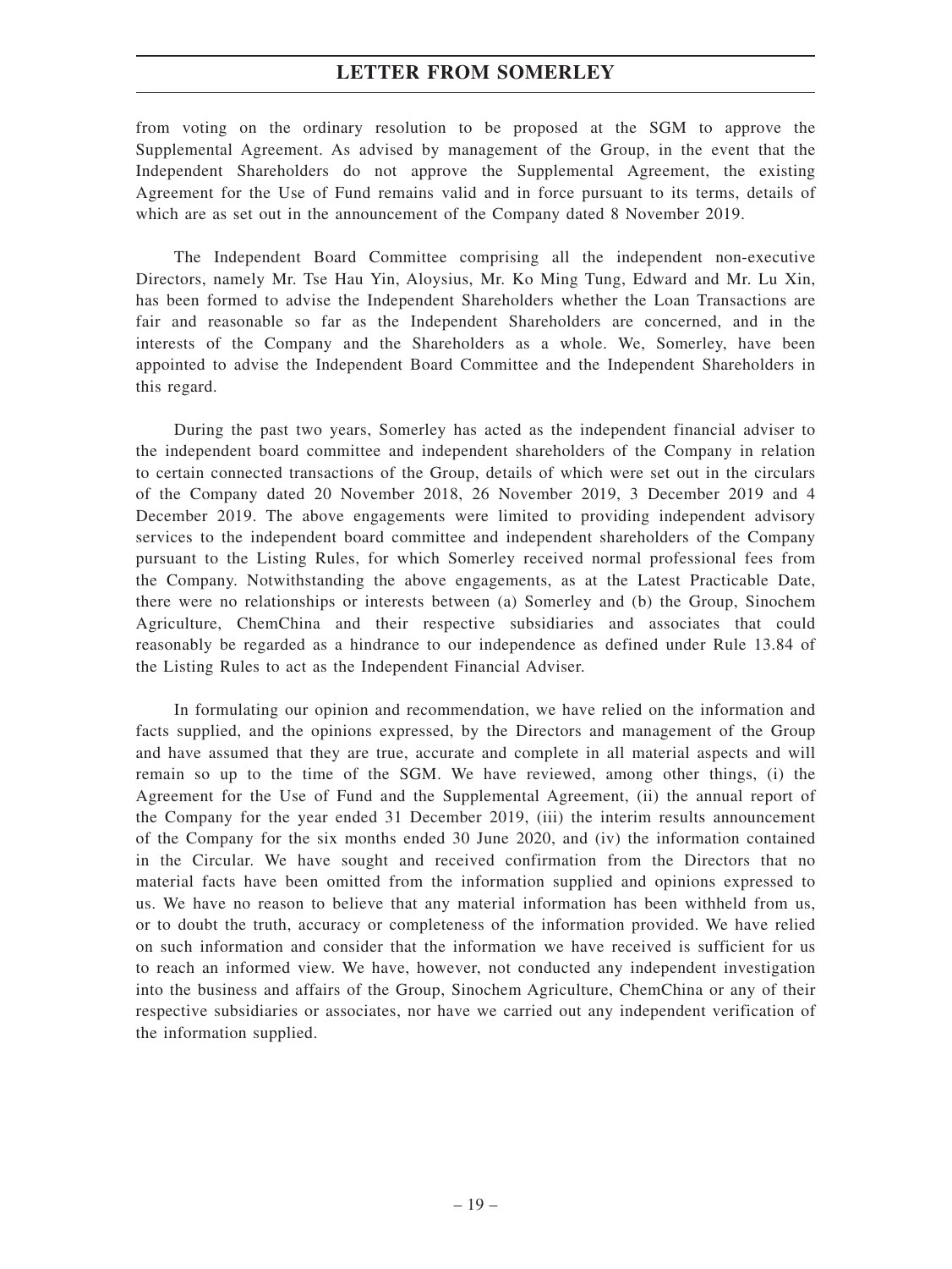from voting on the ordinary resolution to be proposed at the SGM to approve the Supplemental Agreement. As advised by management of the Group, in the event that the Independent Shareholders do not approve the Supplemental Agreement, the existing Agreement for the Use of Fund remains valid and in force pursuant to its terms, details of which are as set out in the announcement of the Company dated 8 November 2019.

The Independent Board Committee comprising all the independent non-executive Directors, namely Mr. Tse Hau Yin, Aloysius, Mr. Ko Ming Tung, Edward and Mr. Lu Xin, has been formed to advise the Independent Shareholders whether the Loan Transactions are fair and reasonable so far as the Independent Shareholders are concerned, and in the interests of the Company and the Shareholders as a whole. We, Somerley, have been appointed to advise the Independent Board Committee and the Independent Shareholders in this regard.

During the past two years, Somerley has acted as the independent financial adviser to the independent board committee and independent shareholders of the Company in relation to certain connected transactions of the Group, details of which were set out in the circulars of the Company dated 20 November 2018, 26 November 2019, 3 December 2019 and 4 December 2019. The above engagements were limited to providing independent advisory services to the independent board committee and independent shareholders of the Company pursuant to the Listing Rules, for which Somerley received normal professional fees from the Company. Notwithstanding the above engagements, as at the Latest Practicable Date, there were no relationships or interests between (a) Somerley and (b) the Group, Sinochem Agriculture, ChemChina and their respective subsidiaries and associates that could reasonably be regarded as a hindrance to our independence as defined under Rule 13.84 of the Listing Rules to act as the Independent Financial Adviser.

In formulating our opinion and recommendation, we have relied on the information and facts supplied, and the opinions expressed, by the Directors and management of the Group and have assumed that they are true, accurate and complete in all material aspects and will remain so up to the time of the SGM. We have reviewed, among other things, (i) the Agreement for the Use of Fund and the Supplemental Agreement, (ii) the annual report of the Company for the year ended 31 December 2019, (iii) the interim results announcement of the Company for the six months ended 30 June 2020, and (iv) the information contained in the Circular. We have sought and received confirmation from the Directors that no material facts have been omitted from the information supplied and opinions expressed to us. We have no reason to believe that any material information has been withheld from us, or to doubt the truth, accuracy or completeness of the information provided. We have relied on such information and consider that the information we have received is sufficient for us to reach an informed view. We have, however, not conducted any independent investigation into the business and affairs of the Group, Sinochem Agriculture, ChemChina or any of their respective subsidiaries or associates, nor have we carried out any independent verification of the information supplied.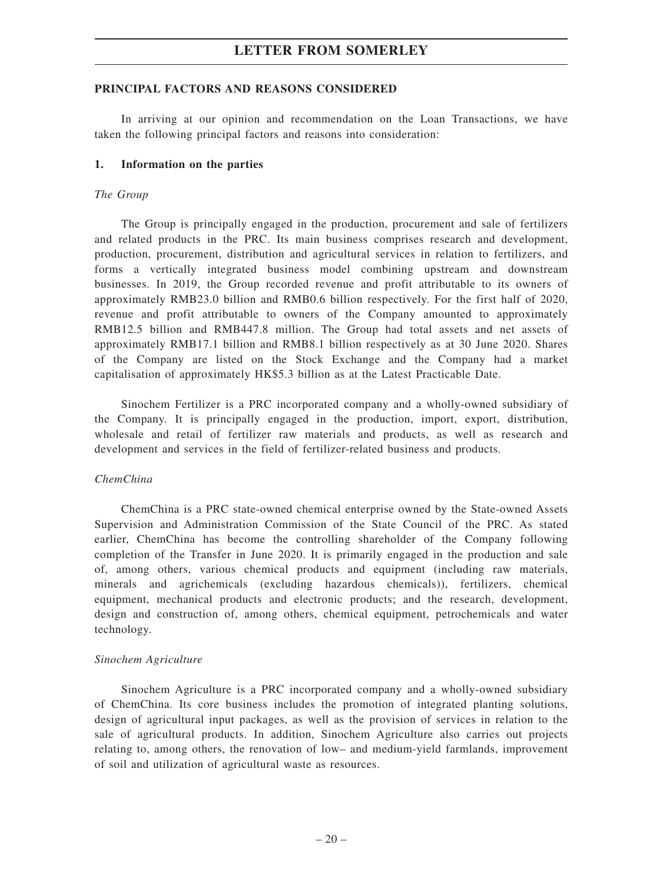## PRINCIPAL FACTORS AND REASONS CONSIDERED

In arriving at our opinion and recommendation on the Loan Transactions, we have taken the following principal factors and reasons into consideration:

### 1. Information on the parties

*The Group*

The Group is principally engaged in the production, procurement and sale of fertilizers and related products in the PRC. Its main business comprises research and development, production, procurement, distribution and agricultural services in relation to fertilizers, and forms a vertically integrated business model combining upstream and downstream businesses. In 2019, the Group recorded revenue and profit attributable to its owners of approximately RMB23.0 billion and RMB0.6 billion respectively. For the first half of 2020, revenue and profit attributable to owners of the Company amounted to approximately RMB12.5 billion and RMB447.8 million. The Group had total assets and net assets of approximately RMB17.1 billion and RMB8.1 billion respectively as at 30 June 2020. Shares of the Company are listed on the Stock Exchange and the Company had a market capitalisation of approximately HK$5.3 billion as at the Latest Practicable Date.

Sinochem Fertilizer is a PRC incorporated company and a wholly-owned subsidiary of the Company. It is principally engaged in the production, import, export, distribution, wholesale and retail of fertilizer raw materials and products, as well as research and development and services in the field of fertilizer-related business and products.

*ChemChina*

ChemChina is a PRC state-owned chemical enterprise owned by the State-owned Assets Supervision and Administration Commission of the State Council of the PRC. As stated earlier, ChemChina has become the controlling shareholder of the Company following completion of the Transfer in June 2020. It is primarily engaged in the production and sale of, among others, various chemical products and equipment (including raw materials, minerals and agrichemicals (excluding hazardous chemicals)), fertilizers, chemical equipment, mechanical products and electronic products; and the research, development, design and construction of, among others, chemical equipment, petrochemicals and water technology.

*Sinochem Agriculture*

Sinochem Agriculture is a PRC incorporated company and a wholly-owned subsidiary of ChemChina. Its core business includes the promotion of integrated planting solutions, design of agricultural input packages, as well as the provision of services in relation to the sale of agricultural products. In addition, Sinochem Agriculture also carries out projects relating to, among others, the renovation of low– and medium-yield farmlands, improvement of soil and utilization of agricultural waste as resources.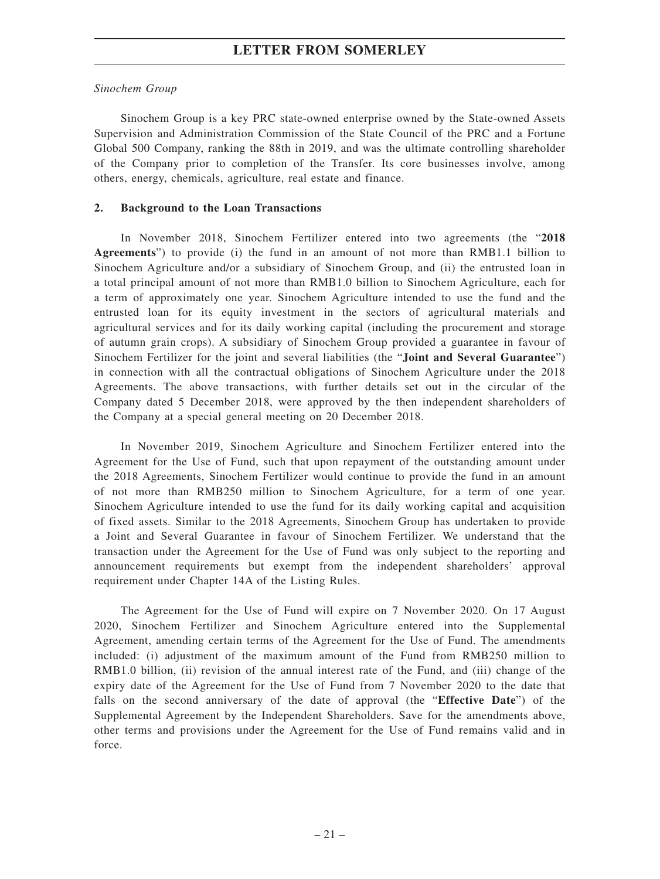*Sinochem Group*

Sinochem Group is a key PRC state-owned enterprise owned by the State-owned Assets Supervision and Administration Commission of the State Council of the PRC and a Fortune Global 500 Company, ranking the 88th in 2019, and was the ultimate controlling shareholder of the Company prior to completion of the Transfer. Its core businesses involve, among others, energy, chemicals, agriculture, real estate and finance.

## 2. Background to the Loan Transactions

In November 2018, Sinochem Fertilizer entered into two agreements (the "**2018 Agreements**") to provide (i) the fund in an amount of not more than RMB1.1 billion to Sinochem Agriculture and/or a subsidiary of Sinochem Group, and (ii) the entrusted loan in a total principal amount of not more than RMB1.0 billion to Sinochem Agriculture, each for a term of approximately one year. Sinochem Agriculture intended to use the fund and the entrusted loan for its equity investment in the sectors of agricultural materials and agricultural services and for its daily working capital (including the procurement and storage of autumn grain crops). A subsidiary of Sinochem Group provided a guarantee in favour of Sinochem Fertilizer for the joint and several liabilities (the "**Joint and Several Guarantee**") in connection with all the contractual obligations of Sinochem Agriculture under the 2018 Agreements. The above transactions, with further details set out in the circular of the Company dated 5 December 2018, were approved by the then independent shareholders of the Company at a special general meeting on 20 December 2018.

In November 2019, Sinochem Agriculture and Sinochem Fertilizer entered into the Agreement for the Use of Fund, such that upon repayment of the outstanding amount under the 2018 Agreements, Sinochem Fertilizer would continue to provide the fund in an amount of not more than RMB250 million to Sinochem Agriculture, for a term of one year. Sinochem Agriculture intended to use the fund for its daily working capital and acquisition of fixed assets. Similar to the 2018 Agreements, Sinochem Group has undertaken to provide a Joint and Several Guarantee in favour of Sinochem Fertilizer. We understand that the transaction under the Agreement for the Use of Fund was only subject to the reporting and announcement requirements but exempt from the independent shareholders' approval requirement under Chapter 14A of the Listing Rules.

The Agreement for the Use of Fund will expire on 7 November 2020. On 17 August 2020, Sinochem Fertilizer and Sinochem Agriculture entered into the Supplemental Agreement, amending certain terms of the Agreement for the Use of Fund. The amendments included: (i) adjustment of the maximum amount of the Fund from RMB250 million to RMB1.0 billion, (ii) revision of the annual interest rate of the Fund, and (iii) change of the expiry date of the Agreement for the Use of Fund from 7 November 2020 to the date that falls on the second anniversary of the date of approval (the "**Effective Date**") of the Supplemental Agreement by the Independent Shareholders. Save for the amendments above, other terms and provisions under the Agreement for the Use of Fund remains valid and in force.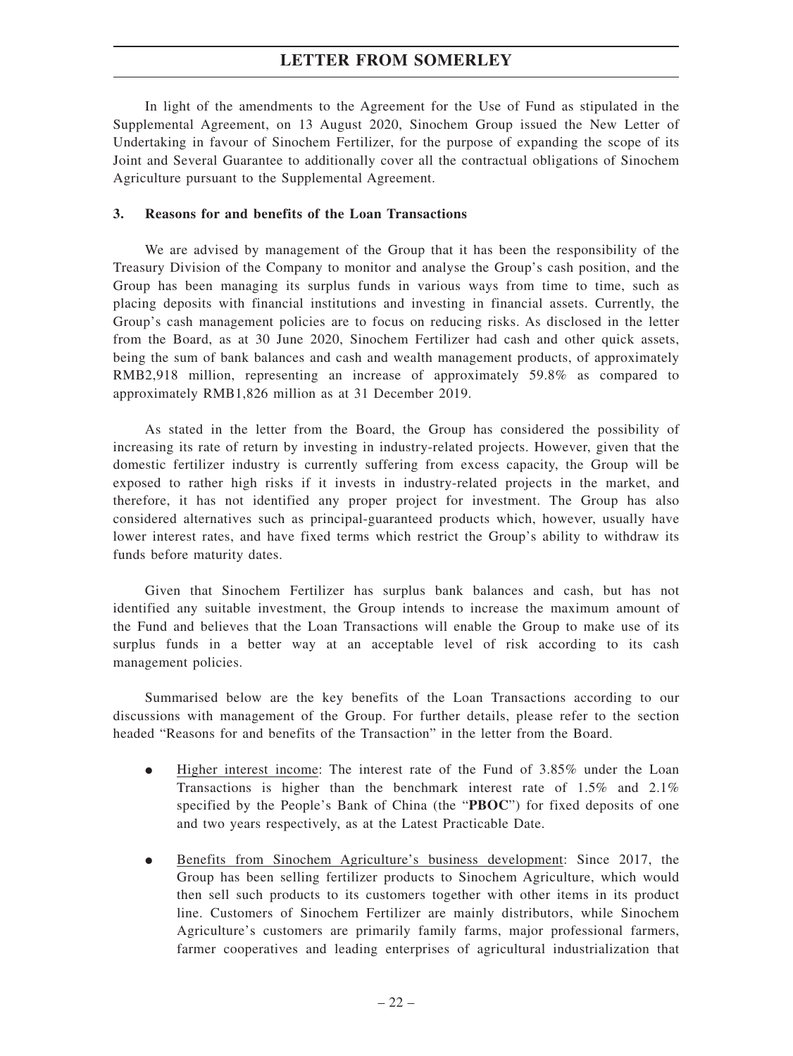In light of the amendments to the Agreement for the Use of Fund as stipulated in the Supplemental Agreement, on 13 August 2020, Sinochem Group issued the New Letter of Undertaking in favour of Sinochem Fertilizer, for the purpose of expanding the scope of its Joint and Several Guarantee to additionally cover all the contractual obligations of Sinochem Agriculture pursuant to the Supplemental Agreement.

### 3. Reasons for and benefits of the Loan Transactions

We are advised by management of the Group that it has been the responsibility of the Treasury Division of the Company to monitor and analyse the Group's cash position, and the Group has been managing its surplus funds in various ways from time to time, such as placing deposits with financial institutions and investing in financial assets. Currently, the Group's cash management policies are to focus on reducing risks. As disclosed in the letter from the Board, as at 30 June 2020, Sinochem Fertilizer had cash and other quick assets, being the sum of bank balances and cash and wealth management products, of approximately RMB2,918 million, representing an increase of approximately 59.8% as compared to approximately RMB1,826 million as at 31 December 2019.

As stated in the letter from the Board, the Group has considered the possibility of increasing its rate of return by investing in industry-related projects. However, given that the domestic fertilizer industry is currently suffering from excess capacity, the Group will be exposed to rather high risks if it invests in industry-related projects in the market, and therefore, it has not identified any proper project for investment. The Group has also considered alternatives such as principal-guaranteed products which, however, usually have lower interest rates, and have fixed terms which restrict the Group's ability to withdraw its funds before maturity dates.

Given that Sinochem Fertilizer has surplus bank balances and cash, but has not identified any suitable investment, the Group intends to increase the maximum amount of the Fund and believes that the Loan Transactions will enable the Group to make use of its surplus funds in a better way at an acceptable level of risk according to its cash management policies.

Summarised below are the key benefits of the Loan Transactions according to our discussions with management of the Group. For further details, please refer to the section headed "Reasons for and benefits of the Transaction" in the letter from the Board.

- <u>Higher interest income</u>: The interest rate of the Fund of 3.85% under the Loan Transactions is higher than the benchmark interest rate of 1.5% and 2.1% specified by the People's Bank of China (the "**PBOC**") for fixed deposits of one and two years respectively, as at the Latest Practicable Date.

- <u>Benefits from Sinochem Agriculture's business development</u>: Since 2017, the Group has been selling fertilizer products to Sinochem Agriculture, which would then sell such products to its customers together with other items in its product line. Customers of Sinochem Fertilizer are mainly distributors, while Sinochem Agriculture's customers are primarily family farms, major professional farmers, farmer cooperatives and leading enterprises of agricultural industrialization that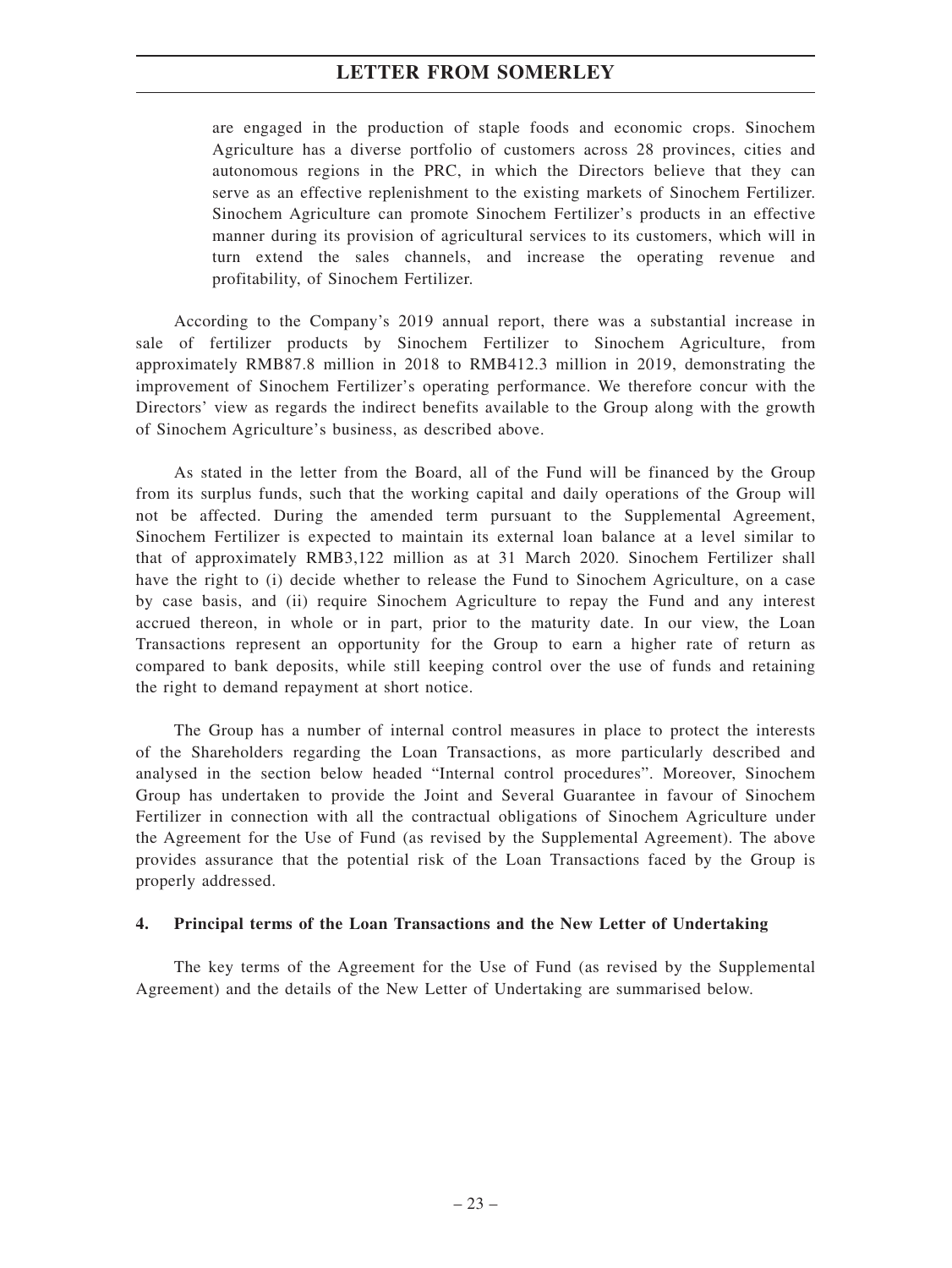are engaged in the production of staple foods and economic crops. Sinochem Agriculture has a diverse portfolio of customers across 28 provinces, cities and autonomous regions in the PRC, in which the Directors believe that they can serve as an effective replenishment to the existing markets of Sinochem Fertilizer. Sinochem Agriculture can promote Sinochem Fertilizer's products in an effective manner during its provision of agricultural services to its customers, which will in turn extend the sales channels, and increase the operating revenue and profitability, of Sinochem Fertilizer.

According to the Company's 2019 annual report, there was a substantial increase in sale of fertilizer products by Sinochem Fertilizer to Sinochem Agriculture, from approximately RMB87.8 million in 2018 to RMB412.3 million in 2019, demonstrating the improvement of Sinochem Fertilizer's operating performance. We therefore concur with the Directors' view as regards the indirect benefits available to the Group along with the growth of Sinochem Agriculture's business, as described above.

As stated in the letter from the Board, all of the Fund will be financed by the Group from its surplus funds, such that the working capital and daily operations of the Group will not be affected. During the amended term pursuant to the Supplemental Agreement, Sinochem Fertilizer is expected to maintain its external loan balance at a level similar to that of approximately RMB3,122 million as at 31 March 2020. Sinochem Fertilizer shall have the right to (i) decide whether to release the Fund to Sinochem Agriculture, on a case by case basis, and (ii) require Sinochem Agriculture to repay the Fund and any interest accrued thereon, in whole or in part, prior to the maturity date. In our view, the Loan Transactions represent an opportunity for the Group to earn a higher rate of return as compared to bank deposits, while still keeping control over the use of funds and retaining the right to demand repayment at short notice.

The Group has a number of internal control measures in place to protect the interests of the Shareholders regarding the Loan Transactions, as more particularly described and analysed in the section below headed "Internal control procedures". Moreover, Sinochem Group has undertaken to provide the Joint and Several Guarantee in favour of Sinochem Fertilizer in connection with all the contractual obligations of Sinochem Agriculture under the Agreement for the Use of Fund (as revised by the Supplemental Agreement). The above provides assurance that the potential risk of the Loan Transactions faced by the Group is properly addressed.

## 4. Principal terms of the Loan Transactions and the New Letter of Undertaking

The key terms of the Agreement for the Use of Fund (as revised by the Supplemental Agreement) and the details of the New Letter of Undertaking are summarised below.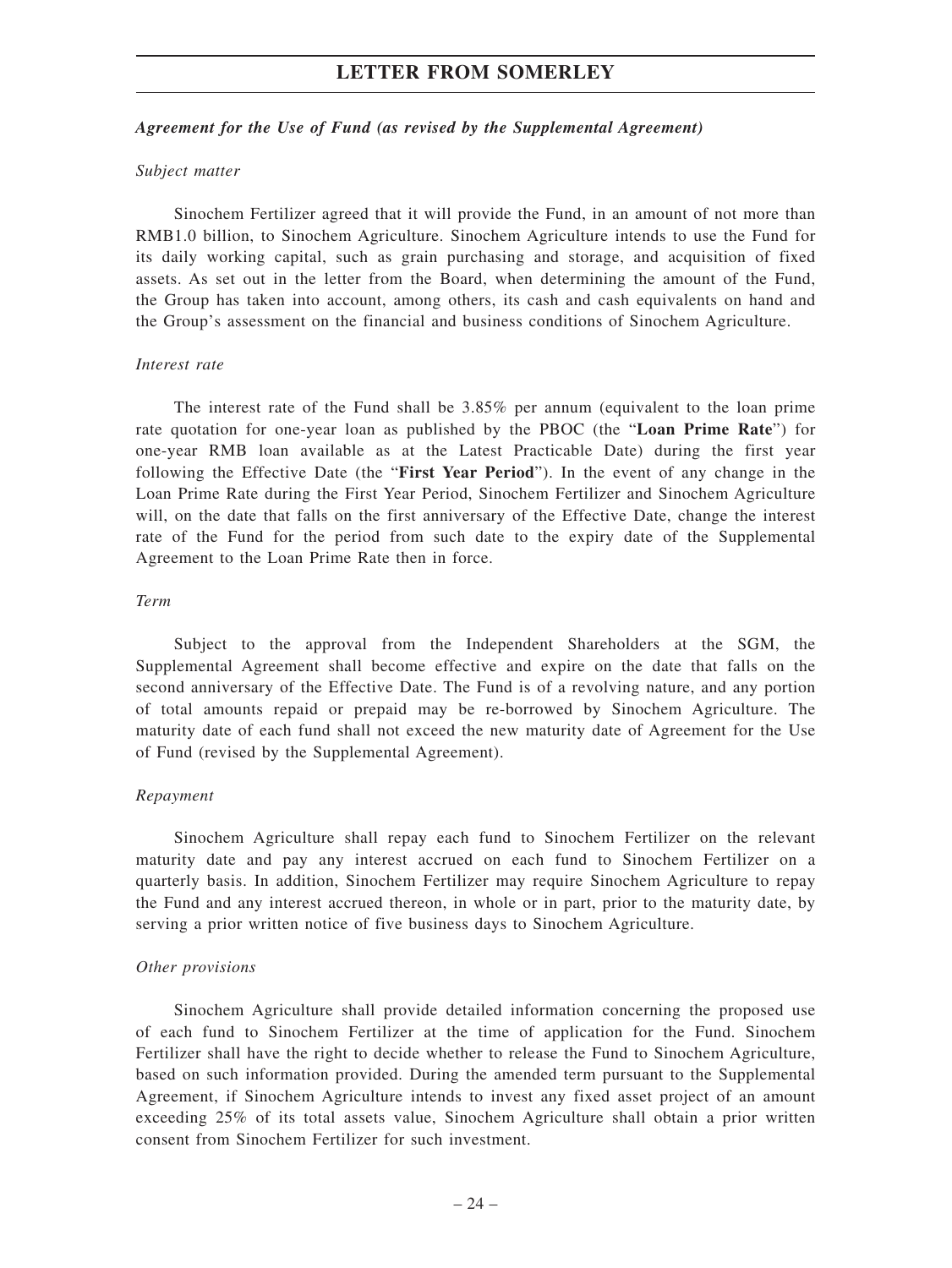***Agreement for the Use of Fund (as revised by the Supplemental Agreement)***

*Subject matter*

Sinochem Fertilizer agreed that it will provide the Fund, in an amount of not more than RMB1.0 billion, to Sinochem Agriculture. Sinochem Agriculture intends to use the Fund for its daily working capital, such as grain purchasing and storage, and acquisition of fixed assets. As set out in the letter from the Board, when determining the amount of the Fund, the Group has taken into account, among others, its cash and cash equivalents on hand and the Group's assessment on the financial and business conditions of Sinochem Agriculture.

*Interest rate*

The interest rate of the Fund shall be 3.85% per annum (equivalent to the loan prime rate quotation for one-year loan as published by the PBOC (the "**Loan Prime Rate**") for one-year RMB loan available as at the Latest Practicable Date) during the first year following the Effective Date (the "**First Year Period**"). In the event of any change in the Loan Prime Rate during the First Year Period, Sinochem Fertilizer and Sinochem Agriculture will, on the date that falls on the first anniversary of the Effective Date, change the interest rate of the Fund for the period from such date to the expiry date of the Supplemental Agreement to the Loan Prime Rate then in force.

*Term*

Subject to the approval from the Independent Shareholders at the SGM, the Supplemental Agreement shall become effective and expire on the date that falls on the second anniversary of the Effective Date. The Fund is of a revolving nature, and any portion of total amounts repaid or prepaid may be re-borrowed by Sinochem Agriculture. The maturity date of each fund shall not exceed the new maturity date of Agreement for the Use of Fund (revised by the Supplemental Agreement).

*Repayment*

Sinochem Agriculture shall repay each fund to Sinochem Fertilizer on the relevant maturity date and pay any interest accrued on each fund to Sinochem Fertilizer on a quarterly basis. In addition, Sinochem Fertilizer may require Sinochem Agriculture to repay the Fund and any interest accrued thereon, in whole or in part, prior to the maturity date, by serving a prior written notice of five business days to Sinochem Agriculture.

*Other provisions*

Sinochem Agriculture shall provide detailed information concerning the proposed use of each fund to Sinochem Fertilizer at the time of application for the Fund. Sinochem Fertilizer shall have the right to decide whether to release the Fund to Sinochem Agriculture, based on such information provided. During the amended term pursuant to the Supplemental Agreement, if Sinochem Agriculture intends to invest any fixed asset project of an amount exceeding 25% of its total assets value, Sinochem Agriculture shall obtain a prior written consent from Sinochem Fertilizer for such investment.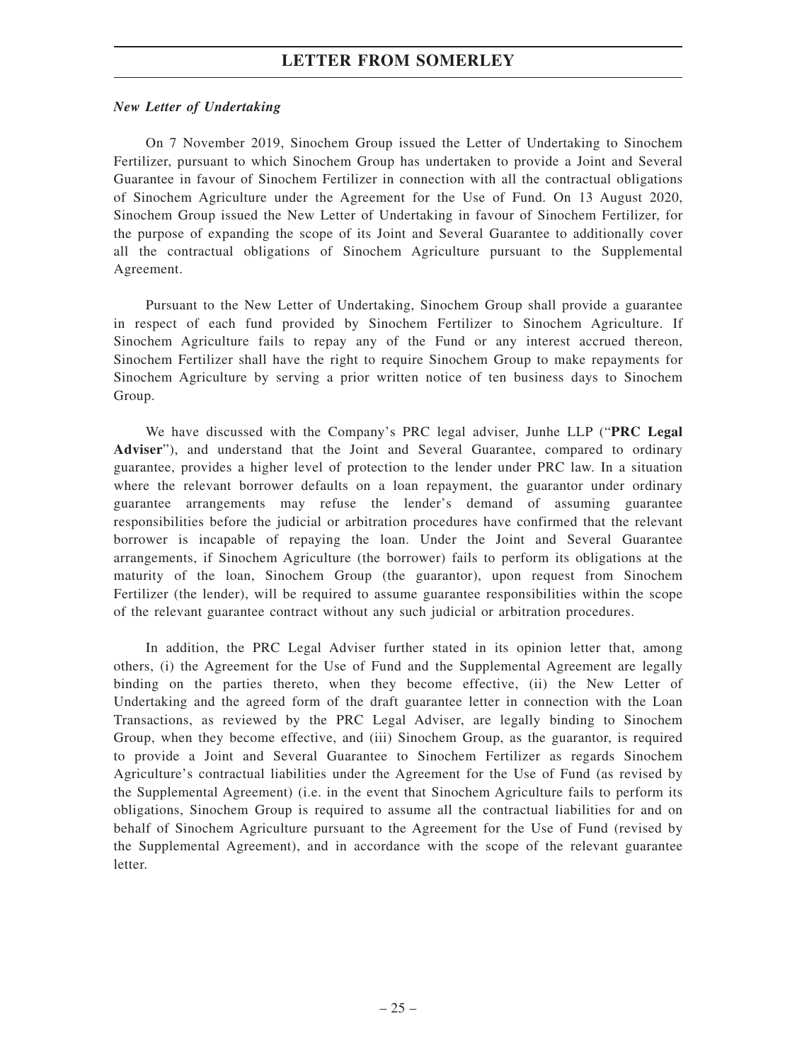### *New Letter of Undertaking*

On 7 November 2019, Sinochem Group issued the Letter of Undertaking to Sinochem Fertilizer, pursuant to which Sinochem Group has undertaken to provide a Joint and Several Guarantee in favour of Sinochem Fertilizer in connection with all the contractual obligations of Sinochem Agriculture under the Agreement for the Use of Fund. On 13 August 2020, Sinochem Group issued the New Letter of Undertaking in favour of Sinochem Fertilizer, for the purpose of expanding the scope of its Joint and Several Guarantee to additionally cover all the contractual obligations of Sinochem Agriculture pursuant to the Supplemental Agreement.

Pursuant to the New Letter of Undertaking, Sinochem Group shall provide a guarantee in respect of each fund provided by Sinochem Fertilizer to Sinochem Agriculture. If Sinochem Agriculture fails to repay any of the Fund or any interest accrued thereon, Sinochem Fertilizer shall have the right to require Sinochem Group to make repayments for Sinochem Agriculture by serving a prior written notice of ten business days to Sinochem Group.

We have discussed with the Company's PRC legal adviser, Junhe LLP ("**PRC Legal Adviser**"), and understand that the Joint and Several Guarantee, compared to ordinary guarantee, provides a higher level of protection to the lender under PRC law. In a situation where the relevant borrower defaults on a loan repayment, the guarantor under ordinary guarantee arrangements may refuse the lender's demand of assuming guarantee responsibilities before the judicial or arbitration procedures have confirmed that the relevant borrower is incapable of repaying the loan. Under the Joint and Several Guarantee arrangements, if Sinochem Agriculture (the borrower) fails to perform its obligations at the maturity of the loan, Sinochem Group (the guarantor), upon request from Sinochem Fertilizer (the lender), will be required to assume guarantee responsibilities within the scope of the relevant guarantee contract without any such judicial or arbitration procedures.

In addition, the PRC Legal Adviser further stated in its opinion letter that, among others, (i) the Agreement for the Use of Fund and the Supplemental Agreement are legally binding on the parties thereto, when they become effective, (ii) the New Letter of Undertaking and the agreed form of the draft guarantee letter in connection with the Loan Transactions, as reviewed by the PRC Legal Adviser, are legally binding to Sinochem Group, when they become effective, and (iii) Sinochem Group, as the guarantor, is required to provide a Joint and Several Guarantee to Sinochem Fertilizer as regards Sinochem Agriculture's contractual liabilities under the Agreement for the Use of Fund (as revised by the Supplemental Agreement) (i.e. in the event that Sinochem Agriculture fails to perform its obligations, Sinochem Group is required to assume all the contractual liabilities for and on behalf of Sinochem Agriculture pursuant to the Agreement for the Use of Fund (revised by the Supplemental Agreement), and in accordance with the scope of the relevant guarantee letter.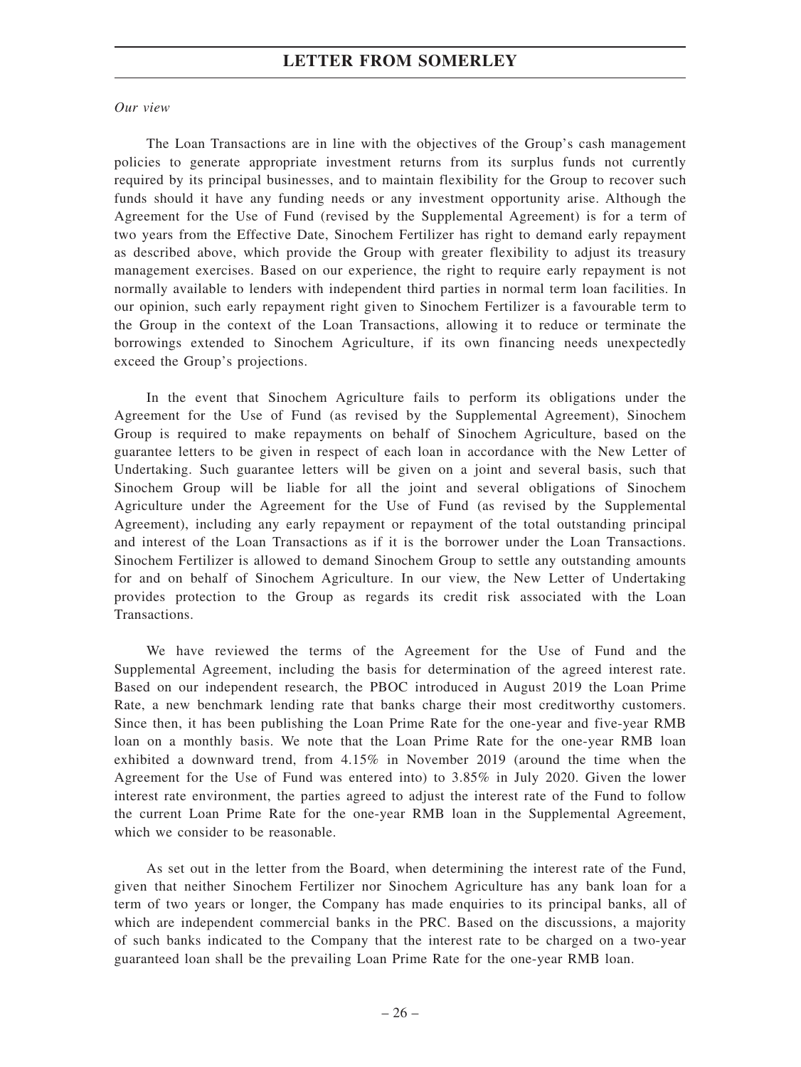*Our view*

The Loan Transactions are in line with the objectives of the Group's cash management policies to generate appropriate investment returns from its surplus funds not currently required by its principal businesses, and to maintain flexibility for the Group to recover such funds should it have any funding needs or any investment opportunity arise. Although the Agreement for the Use of Fund (revised by the Supplemental Agreement) is for a term of two years from the Effective Date, Sinochem Fertilizer has right to demand early repayment as described above, which provide the Group with greater flexibility to adjust its treasury management exercises. Based on our experience, the right to require early repayment is not normally available to lenders with independent third parties in normal term loan facilities. In our opinion, such early repayment right given to Sinochem Fertilizer is a favourable term to the Group in the context of the Loan Transactions, allowing it to reduce or terminate the borrowings extended to Sinochem Agriculture, if its own financing needs unexpectedly exceed the Group's projections.

In the event that Sinochem Agriculture fails to perform its obligations under the Agreement for the Use of Fund (as revised by the Supplemental Agreement), Sinochem Group is required to make repayments on behalf of Sinochem Agriculture, based on the guarantee letters to be given in respect of each loan in accordance with the New Letter of Undertaking. Such guarantee letters will be given on a joint and several basis, such that Sinochem Group will be liable for all the joint and several obligations of Sinochem Agriculture under the Agreement for the Use of Fund (as revised by the Supplemental Agreement), including any early repayment or repayment of the total outstanding principal and interest of the Loan Transactions as if it is the borrower under the Loan Transactions. Sinochem Fertilizer is allowed to demand Sinochem Group to settle any outstanding amounts for and on behalf of Sinochem Agriculture. In our view, the New Letter of Undertaking provides protection to the Group as regards its credit risk associated with the Loan Transactions.

We have reviewed the terms of the Agreement for the Use of Fund and the Supplemental Agreement, including the basis for determination of the agreed interest rate. Based on our independent research, the PBOC introduced in August 2019 the Loan Prime Rate, a new benchmark lending rate that banks charge their most creditworthy customers. Since then, it has been publishing the Loan Prime Rate for the one-year and five-year RMB loan on a monthly basis. We note that the Loan Prime Rate for the one-year RMB loan exhibited a downward trend, from 4.15% in November 2019 (around the time when the Agreement for the Use of Fund was entered into) to 3.85% in July 2020. Given the lower interest rate environment, the parties agreed to adjust the interest rate of the Fund to follow the current Loan Prime Rate for the one-year RMB loan in the Supplemental Agreement, which we consider to be reasonable.

As set out in the letter from the Board, when determining the interest rate of the Fund, given that neither Sinochem Fertilizer nor Sinochem Agriculture has any bank loan for a term of two years or longer, the Company has made enquiries to its principal banks, all of which are independent commercial banks in the PRC. Based on the discussions, a majority of such banks indicated to the Company that the interest rate to be charged on a two-year guaranteed loan shall be the prevailing Loan Prime Rate for the one-year RMB loan.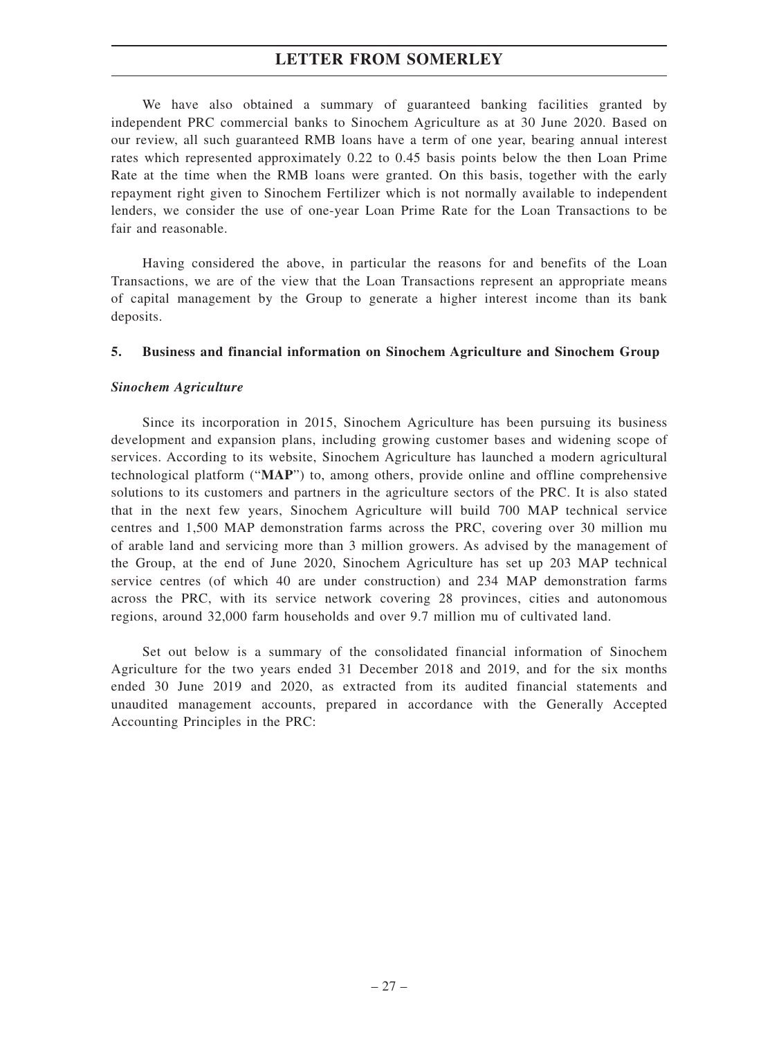We have also obtained a summary of guaranteed banking facilities granted by independent PRC commercial banks to Sinochem Agriculture as at 30 June 2020. Based on our review, all such guaranteed RMB loans have a term of one year, bearing annual interest rates which represented approximately 0.22 to 0.45 basis points below the then Loan Prime Rate at the time when the RMB loans were granted. On this basis, together with the early repayment right given to Sinochem Fertilizer which is not normally available to independent lenders, we consider the use of one-year Loan Prime Rate for the Loan Transactions to be fair and reasonable.

Having considered the above, in particular the reasons for and benefits of the Loan Transactions, we are of the view that the Loan Transactions represent an appropriate means of capital management by the Group to generate a higher interest income than its bank deposits.

### 5. Business and financial information on Sinochem Agriculture and Sinochem Group

***Sinochem Agriculture***

Since its incorporation in 2015, Sinochem Agriculture has been pursuing its business development and expansion plans, including growing customer bases and widening scope of services. According to its website, Sinochem Agriculture has launched a modern agricultural technological platform ("**MAP**") to, among others, provide online and offline comprehensive solutions to its customers and partners in the agriculture sectors of the PRC. It is also stated that in the next few years, Sinochem Agriculture will build 700 MAP technical service centres and 1,500 MAP demonstration farms across the PRC, covering over 30 million mu of arable land and servicing more than 3 million growers. As advised by the management of the Group, at the end of June 2020, Sinochem Agriculture has set up 203 MAP technical service centres (of which 40 are under construction) and 234 MAP demonstration farms across the PRC, with its service network covering 28 provinces, cities and autonomous regions, around 32,000 farm households and over 9.7 million mu of cultivated land.

Set out below is a summary of the consolidated financial information of Sinochem Agriculture for the two years ended 31 December 2018 and 2019, and for the six months ended 30 June 2019 and 2020, as extracted from its audited financial statements and unaudited management accounts, prepared in accordance with the Generally Accepted Accounting Principles in the PRC: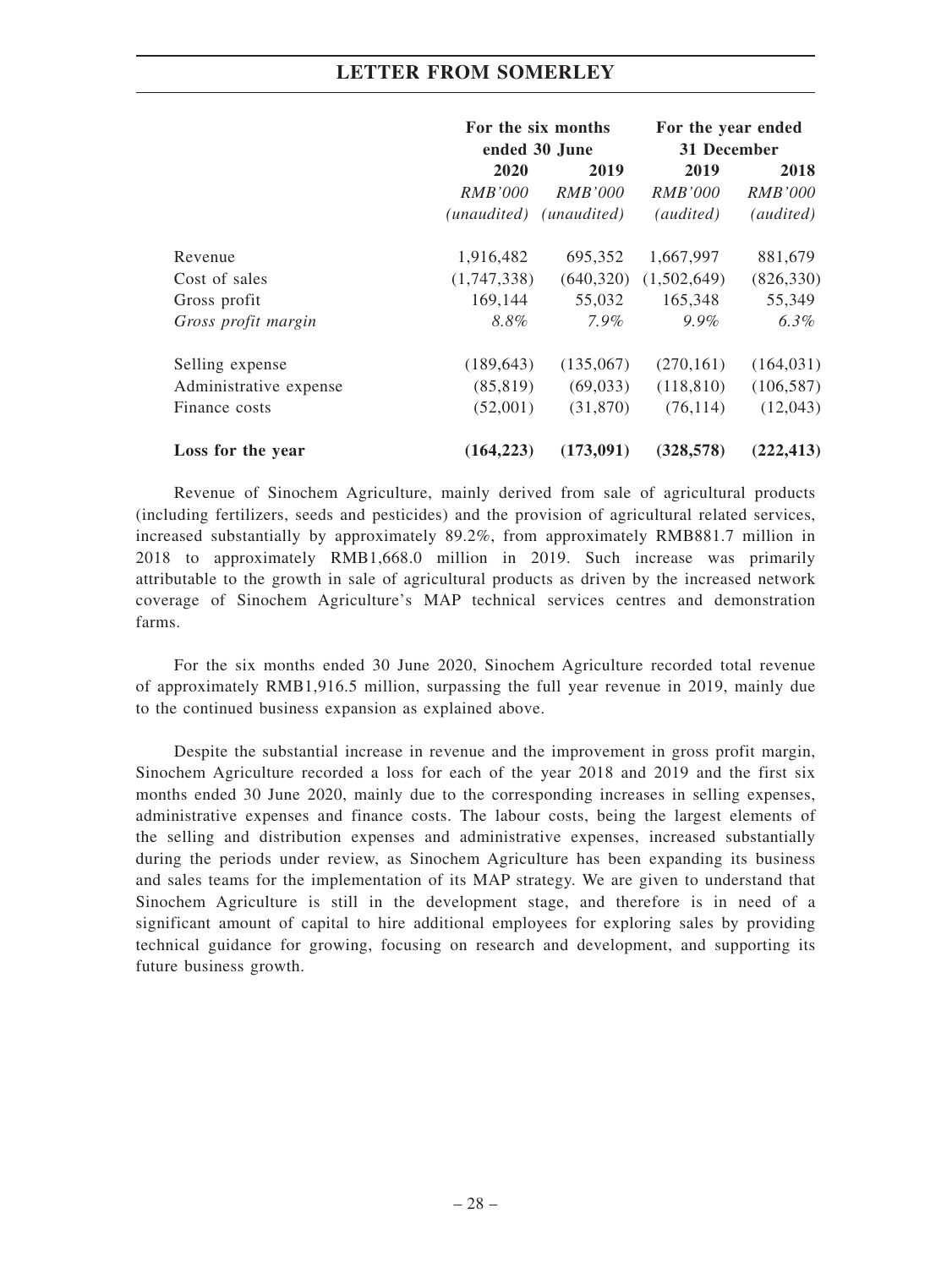| | For the six months ended 30 June | | For the year ended 31 December | |
|---|---|---|---|---|
| | 2020 | 2019 | 2019 | 2018 |
| | *RMB'000* | *RMB'000* | *RMB'000* | *RMB'000* |
| | *(unaudited)* | *(unaudited)* | *(audited)* | *(audited)* |
| Revenue | 1,916,482 | 695,352 | 1,667,997 | 881,679 |
| Cost of sales | (1,747,338) | (640,320) | (1,502,649) | (826,330) |
| Gross profit | 169,144 | 55,032 | 165,348 | 55,349 |
| *Gross profit margin* | *8.8%* | *7.9%* | *9.9%* | *6.3%* |
| Selling expense | (189,643) | (135,067) | (270,161) | (164,031) |
| Administrative expense | (85,819) | (69,033) | (118,810) | (106,587) |
| Finance costs | (52,001) | (31,870) | (76,114) | (12,043) |
| **Loss for the year** | **(164,223)** | **(173,091)** | **(328,578)** | **(222,413)** |

Revenue of Sinochem Agriculture, mainly derived from sale of agricultural products (including fertilizers, seeds and pesticides) and the provision of agricultural related services, increased substantially by approximately 89.2%, from approximately RMB881.7 million in 2018 to approximately RMB1,668.0 million in 2019. Such increase was primarily attributable to the growth in sale of agricultural products as driven by the increased network coverage of Sinochem Agriculture's MAP technical services centres and demonstration farms.

For the six months ended 30 June 2020, Sinochem Agriculture recorded total revenue of approximately RMB1,916.5 million, surpassing the full year revenue in 2019, mainly due to the continued business expansion as explained above.

Despite the substantial increase in revenue and the improvement in gross profit margin, Sinochem Agriculture recorded a loss for each of the year 2018 and 2019 and the first six months ended 30 June 2020, mainly due to the corresponding increases in selling expenses, administrative expenses and finance costs. The labour costs, being the largest elements of the selling and distribution expenses and administrative expenses, increased substantially during the periods under review, as Sinochem Agriculture has been expanding its business and sales teams for the implementation of its MAP strategy. We are given to understand that Sinochem Agriculture is still in the development stage, and therefore is in need of a significant amount of capital to hire additional employees for exploring sales by providing technical guidance for growing, focusing on research and development, and supporting its future business growth.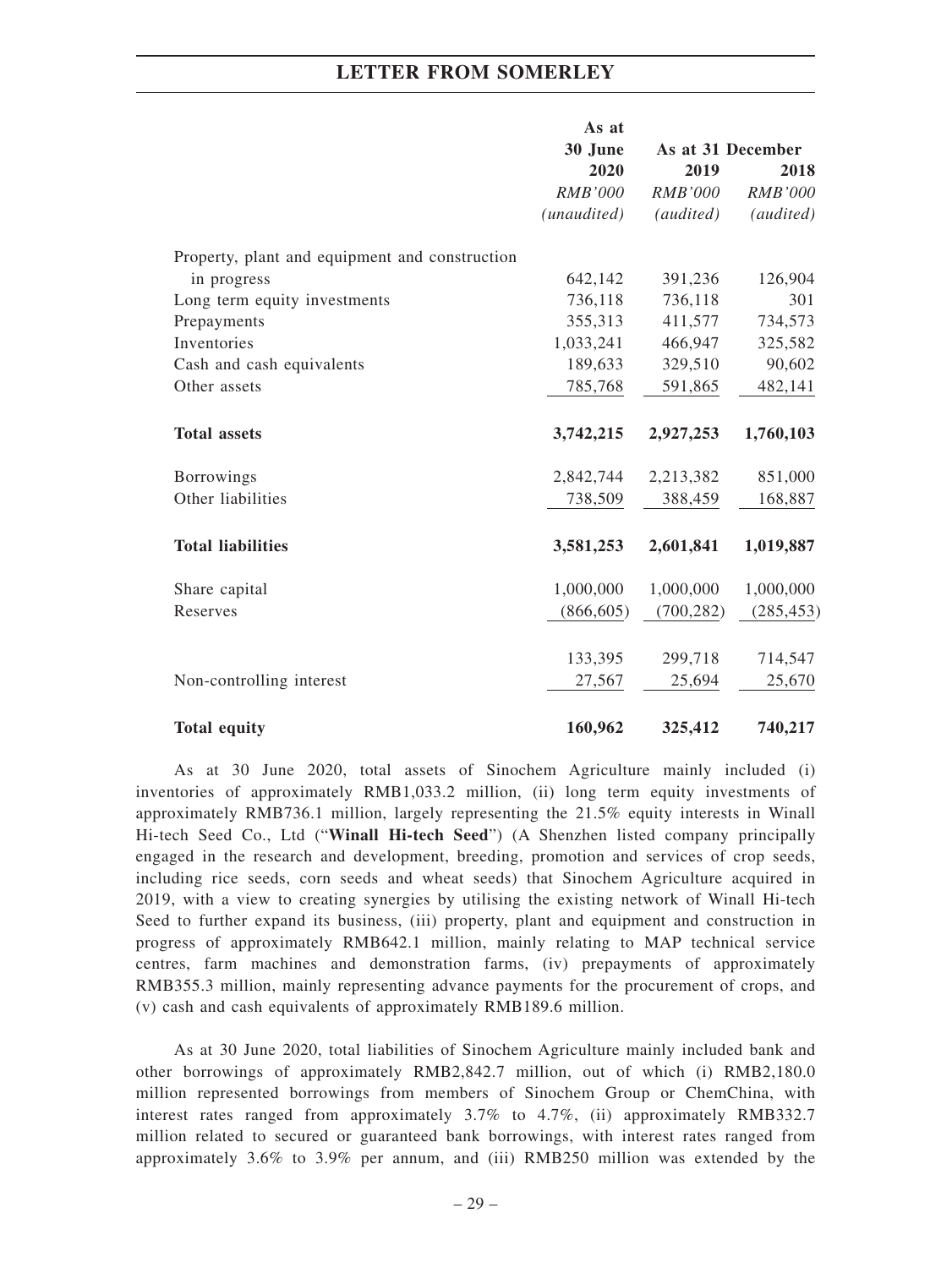|  | As at 30 June 2020 | As at 31 December 2019 | 2018 |
|---|---|---|---|
|  | *RMB'000* | *RMB'000* | *RMB'000* |
|  | *(unaudited)* | *(audited)* | *(audited)* |
| Property, plant and equipment and construction in progress | 642,142 | 391,236 | 126,904 |
| Long term equity investments | 736,118 | 736,118 | 301 |
| Prepayments | 355,313 | 411,577 | 734,573 |
| Inventories | 1,033,241 | 466,947 | 325,582 |
| Cash and cash equivalents | 189,633 | 329,510 | 90,602 |
| Other assets | 785,768 | 591,865 | 482,141 |
| **Total assets** | **3,742,215** | **2,927,253** | **1,760,103** |
| Borrowings | 2,842,744 | 2,213,382 | 851,000 |
| Other liabilities | 738,509 | 388,459 | 168,887 |
| **Total liabilities** | **3,581,253** | **2,601,841** | **1,019,887** |
| Share capital | 1,000,000 | 1,000,000 | 1,000,000 |
| Reserves | (866,605) | (700,282) | (285,453) |
|  | 133,395 | 299,718 | 714,547 |
| Non-controlling interest | 27,567 | 25,694 | 25,670 |
| **Total equity** | **160,962** | **325,412** | **740,217** |

As at 30 June 2020, total assets of Sinochem Agriculture mainly included (i) inventories of approximately RMB1,033.2 million, (ii) long term equity investments of approximately RMB736.1 million, largely representing the 21.5% equity interests in Winall Hi-tech Seed Co., Ltd ("**Winall Hi-tech Seed**") (A Shenzhen listed company principally engaged in the research and development, breeding, promotion and services of crop seeds, including rice seeds, corn seeds and wheat seeds) that Sinochem Agriculture acquired in 2019, with a view to creating synergies by utilising the existing network of Winall Hi-tech Seed to further expand its business, (iii) property, plant and equipment and construction in progress of approximately RMB642.1 million, mainly relating to MAP technical service centres, farm machines and demonstration farms, (iv) prepayments of approximately RMB355.3 million, mainly representing advance payments for the procurement of crops, and (v) cash and cash equivalents of approximately RMB189.6 million.

As at 30 June 2020, total liabilities of Sinochem Agriculture mainly included bank and other borrowings of approximately RMB2,842.7 million, out of which (i) RMB2,180.0 million represented borrowings from members of Sinochem Group or ChemChina, with interest rates ranged from approximately 3.7% to 4.7%, (ii) approximately RMB332.7 million related to secured or guaranteed bank borrowings, with interest rates ranged from approximately 3.6% to 3.9% per annum, and (iii) RMB250 million was extended by the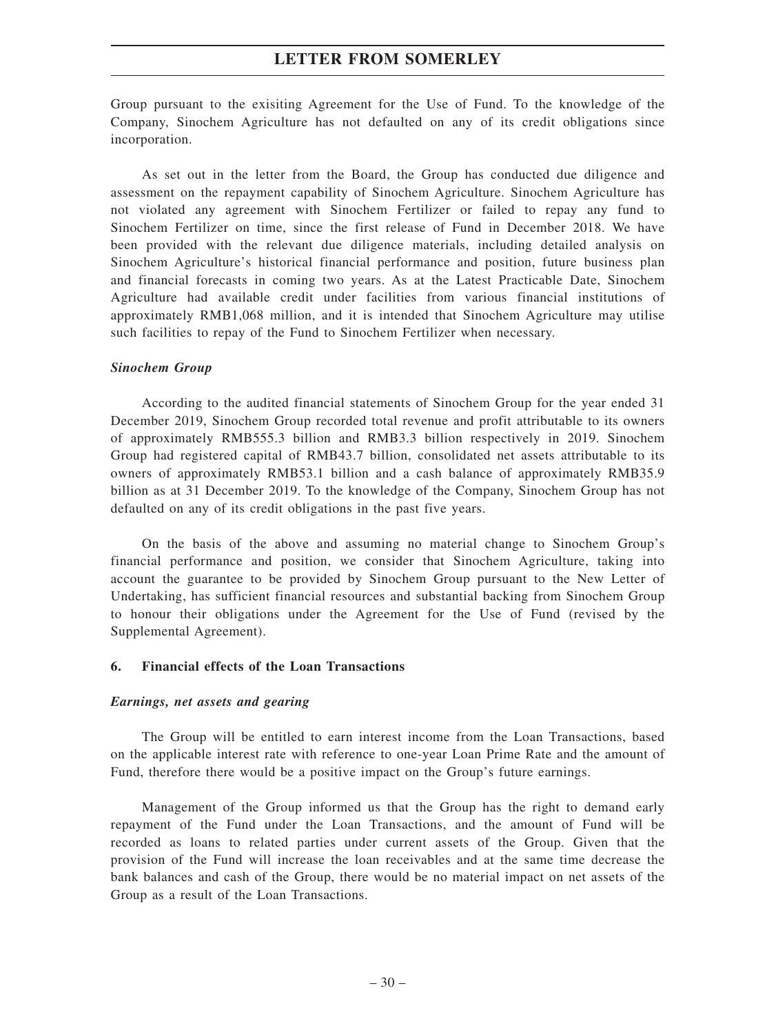Group pursuant to the exisiting Agreement for the Use of Fund. To the knowledge of the Company, Sinochem Agriculture has not defaulted on any of its credit obligations since incorporation.

As set out in the letter from the Board, the Group has conducted due diligence and assessment on the repayment capability of Sinochem Agriculture. Sinochem Agriculture has not violated any agreement with Sinochem Fertilizer or failed to repay any fund to Sinochem Fertilizer on time, since the first release of Fund in December 2018. We have been provided with the relevant due diligence materials, including detailed analysis on Sinochem Agriculture's historical financial performance and position, future business plan and financial forecasts in coming two years. As at the Latest Practicable Date, Sinochem Agriculture had available credit under facilities from various financial institutions of approximately RMB1,068 million, and it is intended that Sinochem Agriculture may utilise such facilities to repay of the Fund to Sinochem Fertilizer when necessary.

***Sinochem Group***

According to the audited financial statements of Sinochem Group for the year ended 31 December 2019, Sinochem Group recorded total revenue and profit attributable to its owners of approximately RMB555.3 billion and RMB3.3 billion respectively in 2019. Sinochem Group had registered capital of RMB43.7 billion, consolidated net assets attributable to its owners of approximately RMB53.1 billion and a cash balance of approximately RMB35.9 billion as at 31 December 2019. To the knowledge of the Company, Sinochem Group has not defaulted on any of its credit obligations in the past five years.

On the basis of the above and assuming no material change to Sinochem Group's financial performance and position, we consider that Sinochem Agriculture, taking into account the guarantee to be provided by Sinochem Group pursuant to the New Letter of Undertaking, has sufficient financial resources and substantial backing from Sinochem Group to honour their obligations under the Agreement for the Use of Fund (revised by the Supplemental Agreement).

## 6. Financial effects of the Loan Transactions

***Earnings, net assets and gearing***

The Group will be entitled to earn interest income from the Loan Transactions, based on the applicable interest rate with reference to one-year Loan Prime Rate and the amount of Fund, therefore there would be a positive impact on the Group's future earnings.

Management of the Group informed us that the Group has the right to demand early repayment of the Fund under the Loan Transactions, and the amount of Fund will be recorded as loans to related parties under current assets of the Group. Given that the provision of the Fund will increase the loan receivables and at the same time decrease the bank balances and cash of the Group, there would be no material impact on net assets of the Group as a result of the Loan Transactions.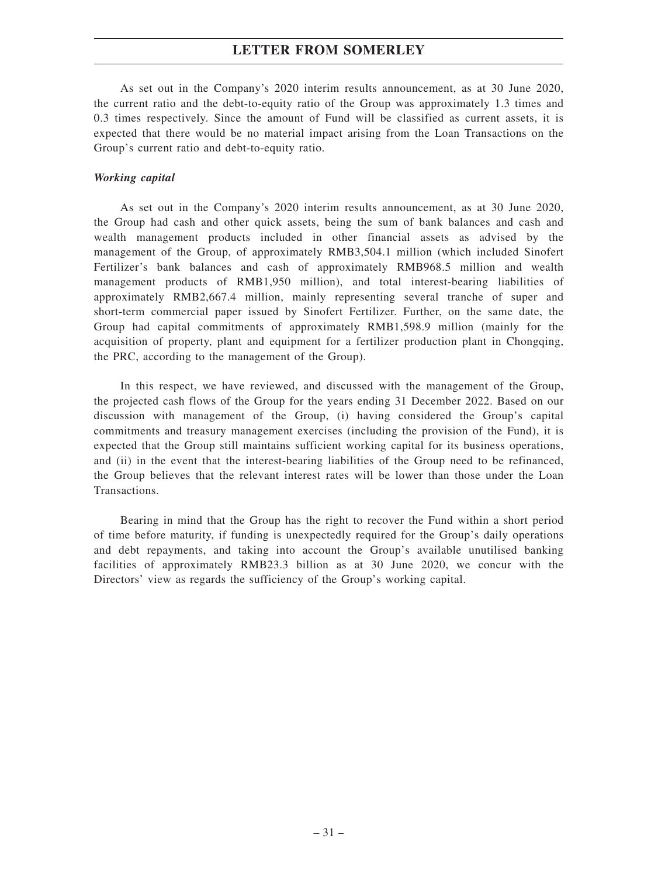As set out in the Company's 2020 interim results announcement, as at 30 June 2020, the current ratio and the debt-to-equity ratio of the Group was approximately 1.3 times and 0.3 times respectively. Since the amount of Fund will be classified as current assets, it is expected that there would be no material impact arising from the Loan Transactions on the Group's current ratio and debt-to-equity ratio.

***Working capital***

As set out in the Company's 2020 interim results announcement, as at 30 June 2020, the Group had cash and other quick assets, being the sum of bank balances and cash and wealth management products included in other financial assets as advised by the management of the Group, of approximately RMB3,504.1 million (which included Sinofert Fertilizer's bank balances and cash of approximately RMB968.5 million and wealth management products of RMB1,950 million), and total interest-bearing liabilities of approximately RMB2,667.4 million, mainly representing several tranche of super and short-term commercial paper issued by Sinofert Fertilizer. Further, on the same date, the Group had capital commitments of approximately RMB1,598.9 million (mainly for the acquisition of property, plant and equipment for a fertilizer production plant in Chongqing, the PRC, according to the management of the Group).

In this respect, we have reviewed, and discussed with the management of the Group, the projected cash flows of the Group for the years ending 31 December 2022. Based on our discussion with management of the Group, (i) having considered the Group's capital commitments and treasury management exercises (including the provision of the Fund), it is expected that the Group still maintains sufficient working capital for its business operations, and (ii) in the event that the interest-bearing liabilities of the Group need to be refinanced, the Group believes that the relevant interest rates will be lower than those under the Loan Transactions.

Bearing in mind that the Group has the right to recover the Fund within a short period of time before maturity, if funding is unexpectedly required for the Group's daily operations and debt repayments, and taking into account the Group's available unutilised banking facilities of approximately RMB23.3 billion as at 30 June 2020, we concur with the Directors' view as regards the sufficiency of the Group's working capital.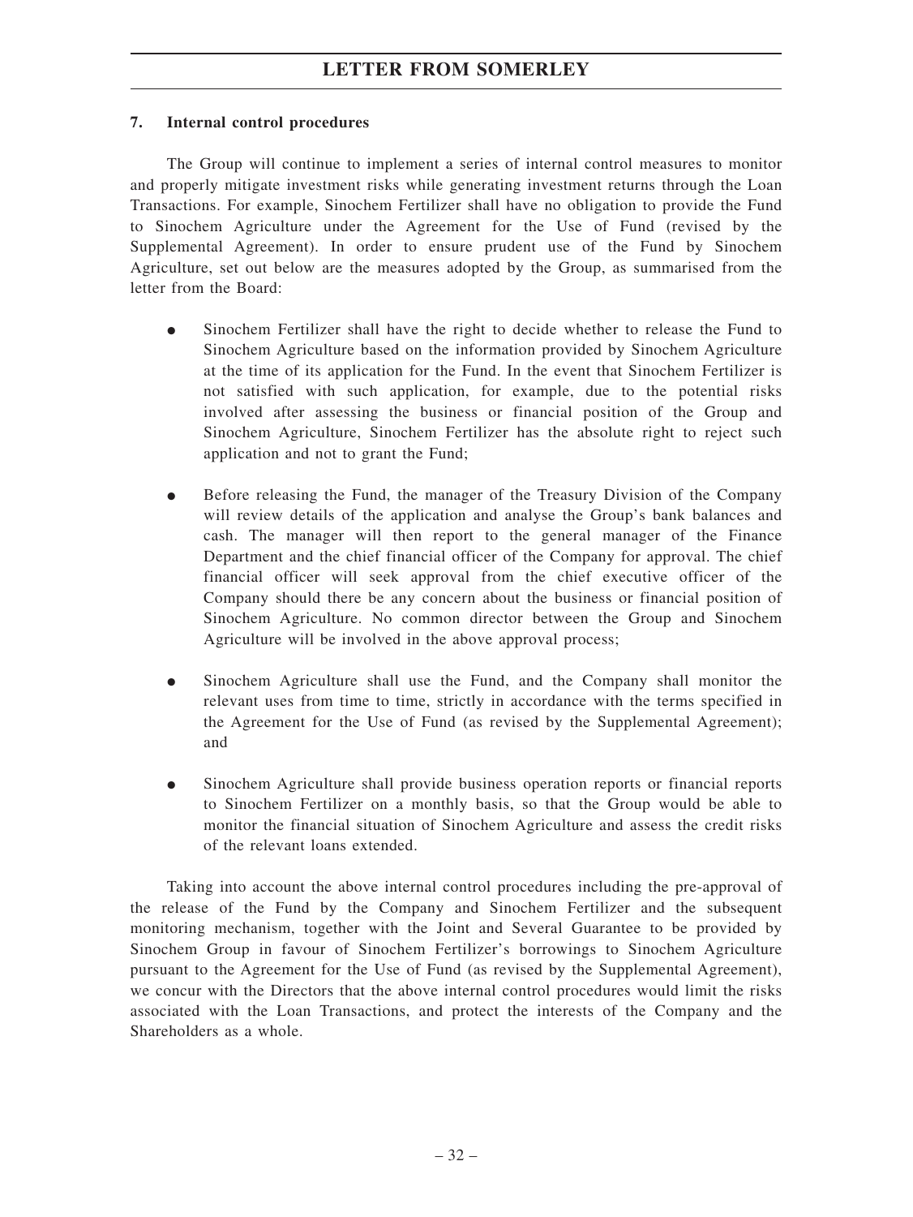### 7. Internal control procedures

The Group will continue to implement a series of internal control measures to monitor and properly mitigate investment risks while generating investment returns through the Loan Transactions. For example, Sinochem Fertilizer shall have no obligation to provide the Fund to Sinochem Agriculture under the Agreement for the Use of Fund (revised by the Supplemental Agreement). In order to ensure prudent use of the Fund by Sinochem Agriculture, set out below are the measures adopted by the Group, as summarised from the letter from the Board:

- Sinochem Fertilizer shall have the right to decide whether to release the Fund to Sinochem Agriculture based on the information provided by Sinochem Agriculture at the time of its application for the Fund. In the event that Sinochem Fertilizer is not satisfied with such application, for example, due to the potential risks involved after assessing the business or financial position of the Group and Sinochem Agriculture, Sinochem Fertilizer has the absolute right to reject such application and not to grant the Fund;

- Before releasing the Fund, the manager of the Treasury Division of the Company will review details of the application and analyse the Group's bank balances and cash. The manager will then report to the general manager of the Finance Department and the chief financial officer of the Company for approval. The chief financial officer will seek approval from the chief executive officer of the Company should there be any concern about the business or financial position of Sinochem Agriculture. No common director between the Group and Sinochem Agriculture will be involved in the above approval process;

- Sinochem Agriculture shall use the Fund, and the Company shall monitor the relevant uses from time to time, strictly in accordance with the terms specified in the Agreement for the Use of Fund (as revised by the Supplemental Agreement); and

- Sinochem Agriculture shall provide business operation reports or financial reports to Sinochem Fertilizer on a monthly basis, so that the Group would be able to monitor the financial situation of Sinochem Agriculture and assess the credit risks of the relevant loans extended.

Taking into account the above internal control procedures including the pre-approval of the release of the Fund by the Company and Sinochem Fertilizer and the subsequent monitoring mechanism, together with the Joint and Several Guarantee to be provided by Sinochem Group in favour of Sinochem Fertilizer's borrowings to Sinochem Agriculture pursuant to the Agreement for the Use of Fund (as revised by the Supplemental Agreement), we concur with the Directors that the above internal control procedures would limit the risks associated with the Loan Transactions, and protect the interests of the Company and the Shareholders as a whole.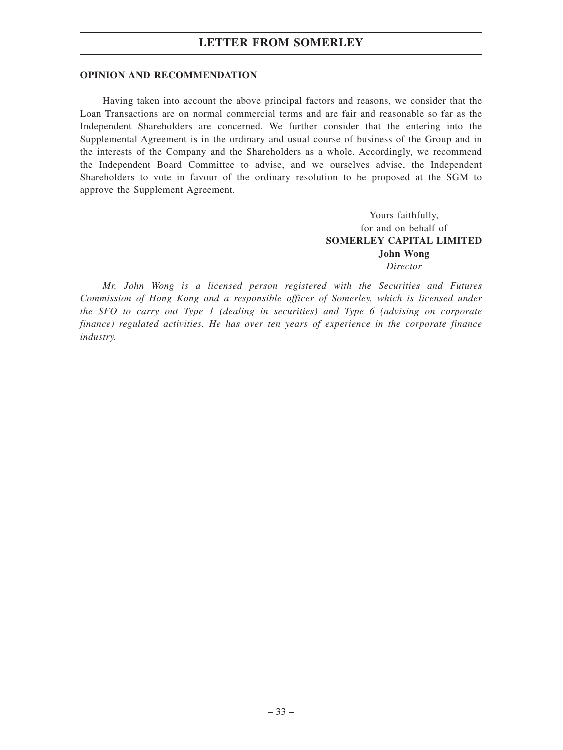## OPINION AND RECOMMENDATION

Having taken into account the above principal factors and reasons, we consider that the Loan Transactions are on normal commercial terms and are fair and reasonable so far as the Independent Shareholders are concerned. We further consider that the entering into the Supplemental Agreement is in the ordinary and usual course of business of the Group and in the interests of the Company and the Shareholders as a whole. Accordingly, we recommend the Independent Board Committee to advise, and we ourselves advise, the Independent Shareholders to vote in favour of the ordinary resolution to be proposed at the SGM to approve the Supplement Agreement.

Yours faithfully,
for and on behalf of
**SOMERLEY CAPITAL LIMITED**
**John Wong**
*Director*

*Mr. John Wong is a licensed person registered with the Securities and Futures Commission of Hong Kong and a responsible officer of Somerley, which is licensed under the SFO to carry out Type 1 (dealing in securities) and Type 6 (advising on corporate finance) regulated activities. He has over ten years of experience in the corporate finance industry.*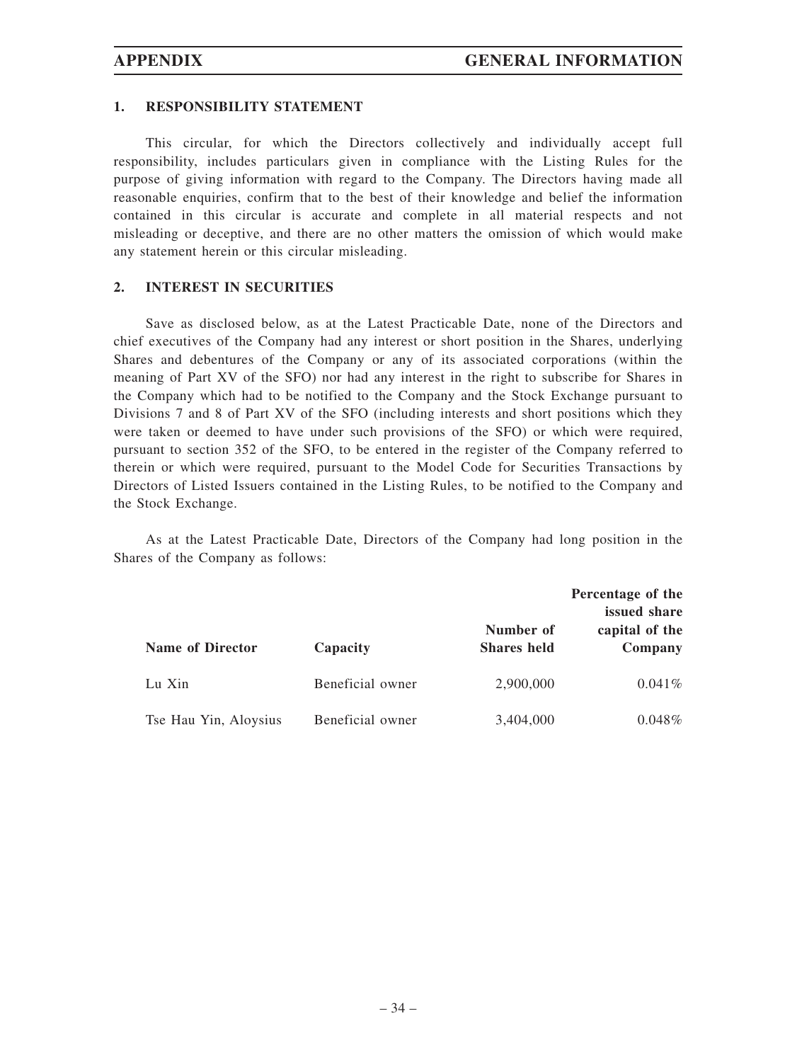## 1. RESPONSIBILITY STATEMENT

This circular, for which the Directors collectively and individually accept full responsibility, includes particulars given in compliance with the Listing Rules for the purpose of giving information with regard to the Company. The Directors having made all reasonable enquiries, confirm that to the best of their knowledge and belief the information contained in this circular is accurate and complete in all material respects and not misleading or deceptive, and there are no other matters the omission of which would make any statement herein or this circular misleading.

## 2. INTEREST IN SECURITIES

Save as disclosed below, as at the Latest Practicable Date, none of the Directors and chief executives of the Company had any interest or short position in the Shares, underlying Shares and debentures of the Company or any of its associated corporations (within the meaning of Part XV of the SFO) nor had any interest in the right to subscribe for Shares in the Company which had to be notified to the Company and the Stock Exchange pursuant to Divisions 7 and 8 of Part XV of the SFO (including interests and short positions which they were taken or deemed to have under such provisions of the SFO) or which were required, pursuant to section 352 of the SFO, to be entered in the register of the Company referred to therein or which were required, pursuant to the Model Code for Securities Transactions by Directors of Listed Issuers contained in the Listing Rules, to be notified to the Company and the Stock Exchange.

As at the Latest Practicable Date, Directors of the Company had long position in the Shares of the Company as follows:

| Name of Director | Capacity | Number of Shares held | Percentage of the issued share capital of the Company |
|---|---|---|---|
| Lu Xin | Beneficial owner | 2,900,000 | 0.041% |
| Tse Hau Yin, Aloysius | Beneficial owner | 3,404,000 | 0.048% |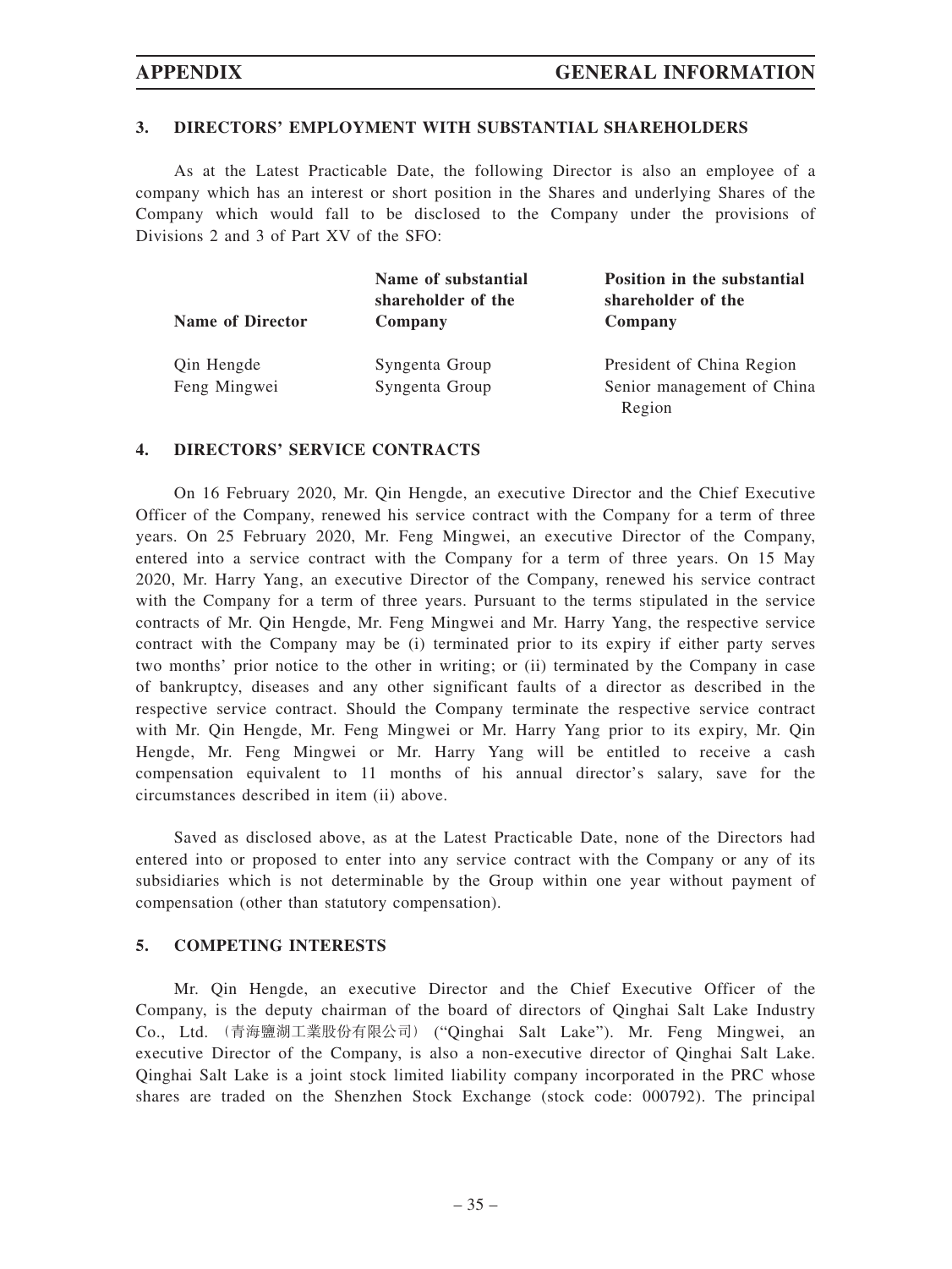### 3. DIRECTORS' EMPLOYMENT WITH SUBSTANTIAL SHAREHOLDERS

As at the Latest Practicable Date, the following Director is also an employee of a company which has an interest or short position in the Shares and underlying Shares of the Company which would fall to be disclosed to the Company under the provisions of Divisions 2 and 3 of Part XV of the SFO:

| Name of Director | Name of substantial shareholder of the Company | Position in the substantial shareholder of the Company |
|---|---|---|
| Qin Hengde | Syngenta Group | President of China Region |
| Feng Mingwei | Syngenta Group | Senior management of China Region |

### 4. DIRECTORS' SERVICE CONTRACTS

On 16 February 2020, Mr. Qin Hengde, an executive Director and the Chief Executive Officer of the Company, renewed his service contract with the Company for a term of three years. On 25 February 2020, Mr. Feng Mingwei, an executive Director of the Company, entered into a service contract with the Company for a term of three years. On 15 May 2020, Mr. Harry Yang, an executive Director of the Company, renewed his service contract with the Company for a term of three years. Pursuant to the terms stipulated in the service contracts of Mr. Qin Hengde, Mr. Feng Mingwei and Mr. Harry Yang, the respective service contract with the Company may be (i) terminated prior to its expiry if either party serves two months' prior notice to the other in writing; or (ii) terminated by the Company in case of bankruptcy, diseases and any other significant faults of a director as described in the respective service contract. Should the Company terminate the respective service contract with Mr. Qin Hengde, Mr. Feng Mingwei or Mr. Harry Yang prior to its expiry, Mr. Qin Hengde, Mr. Feng Mingwei or Mr. Harry Yang will be entitled to receive a cash compensation equivalent to 11 months of his annual director's salary, save for the circumstances described in item (ii) above.

Saved as disclosed above, as at the Latest Practicable Date, none of the Directors had entered into or proposed to enter into any service contract with the Company or any of its subsidiaries which is not determinable by the Group within one year without payment of compensation (other than statutory compensation).

### 5. COMPETING INTERESTS

Mr. Qin Hengde, an executive Director and the Chief Executive Officer of the Company, is the deputy chairman of the board of directors of Qinghai Salt Lake Industry Co., Ltd. (青海鹽湖工業股份有限公司) ("Qinghai Salt Lake"). Mr. Feng Mingwei, an executive Director of the Company, is also a non-executive director of Qinghai Salt Lake. Qinghai Salt Lake is a joint stock limited liability company incorporated in the PRC whose shares are traded on the Shenzhen Stock Exchange (stock code: 000792). The principal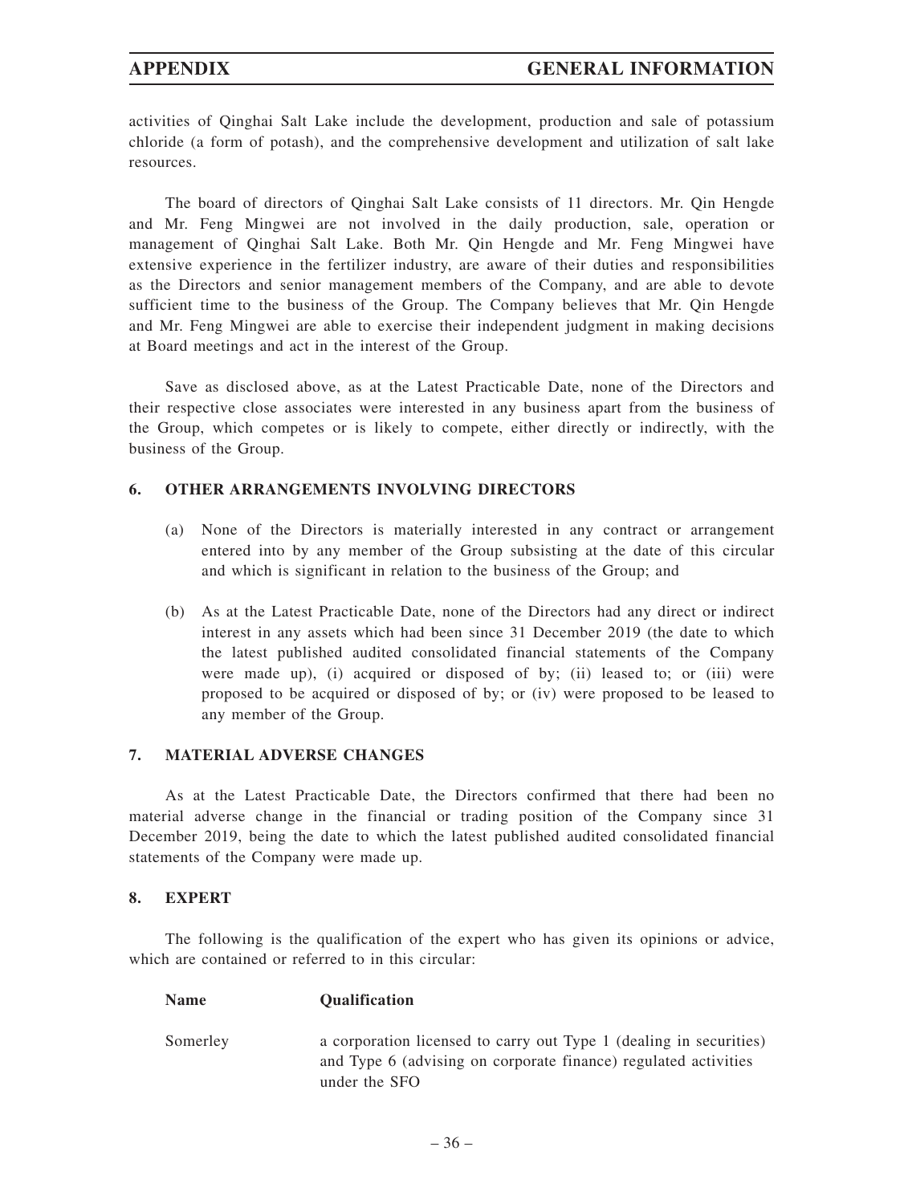activities of Qinghai Salt Lake include the development, production and sale of potassium chloride (a form of potash), and the comprehensive development and utilization of salt lake resources.

The board of directors of Qinghai Salt Lake consists of 11 directors. Mr. Qin Hengde and Mr. Feng Mingwei are not involved in the daily production, sale, operation or management of Qinghai Salt Lake. Both Mr. Qin Hengde and Mr. Feng Mingwei have extensive experience in the fertilizer industry, are aware of their duties and responsibilities as the Directors and senior management members of the Company, and are able to devote sufficient time to the business of the Group. The Company believes that Mr. Qin Hengde and Mr. Feng Mingwei are able to exercise their independent judgment in making decisions at Board meetings and act in the interest of the Group.

Save as disclosed above, as at the Latest Practicable Date, none of the Directors and their respective close associates were interested in any business apart from the business of the Group, which competes or is likely to compete, either directly or indirectly, with the business of the Group.

## 6. OTHER ARRANGEMENTS INVOLVING DIRECTORS

(a) None of the Directors is materially interested in any contract or arrangement entered into by any member of the Group subsisting at the date of this circular and which is significant in relation to the business of the Group; and

(b) As at the Latest Practicable Date, none of the Directors had any direct or indirect interest in any assets which had been since 31 December 2019 (the date to which the latest published audited consolidated financial statements of the Company were made up), (i) acquired or disposed of by; (ii) leased to; or (iii) were proposed to be acquired or disposed of by; or (iv) were proposed to be leased to any member of the Group.

## 7. MATERIAL ADVERSE CHANGES

As at the Latest Practicable Date, the Directors confirmed that there had been no material adverse change in the financial or trading position of the Company since 31 December 2019, being the date to which the latest published audited consolidated financial statements of the Company were made up.

## 8. EXPERT

The following is the qualification of the expert who has given its opinions or advice, which are contained or referred to in this circular:

| Name | Qualification |
|---|---|
| Somerley | a corporation licensed to carry out Type 1 (dealing in securities) and Type 6 (advising on corporate finance) regulated activities under the SFO |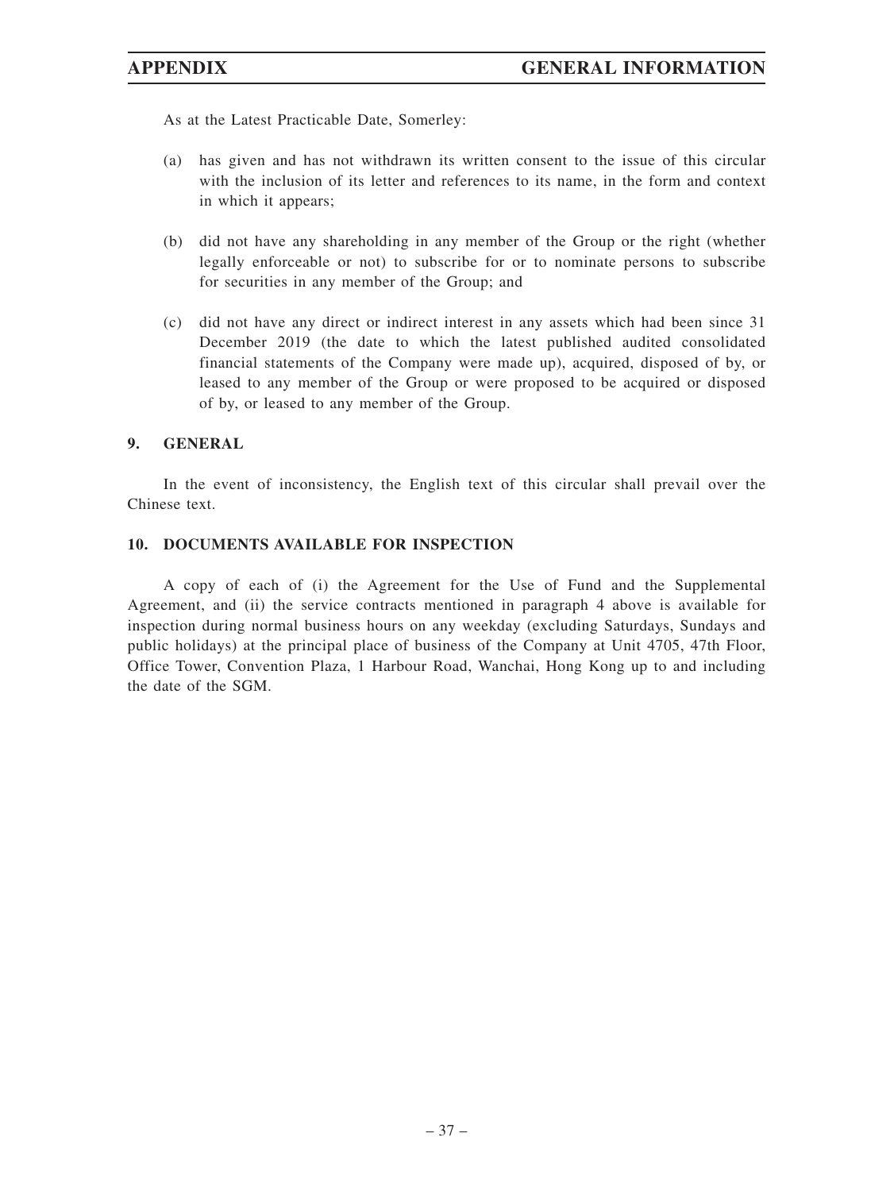As at the Latest Practicable Date, Somerley:

(a) has given and has not withdrawn its written consent to the issue of this circular with the inclusion of its letter and references to its name, in the form and context in which it appears;

(b) did not have any shareholding in any member of the Group or the right (whether legally enforceable or not) to subscribe for or to nominate persons to subscribe for securities in any member of the Group; and

(c) did not have any direct or indirect interest in any assets which had been since 31 December 2019 (the date to which the latest published audited consolidated financial statements of the Company were made up), acquired, disposed of by, or leased to any member of the Group or were proposed to be acquired or disposed of by, or leased to any member of the Group.

## 9. GENERAL

In the event of inconsistency, the English text of this circular shall prevail over the Chinese text.

## 10. DOCUMENTS AVAILABLE FOR INSPECTION

A copy of each of (i) the Agreement for the Use of Fund and the Supplemental Agreement, and (ii) the service contracts mentioned in paragraph 4 above is available for inspection during normal business hours on any weekday (excluding Saturdays, Sundays and public holidays) at the principal place of business of the Company at Unit 4705, 47th Floor, Office Tower, Convention Plaza, 1 Harbour Road, Wanchai, Hong Kong up to and including the date of the SGM.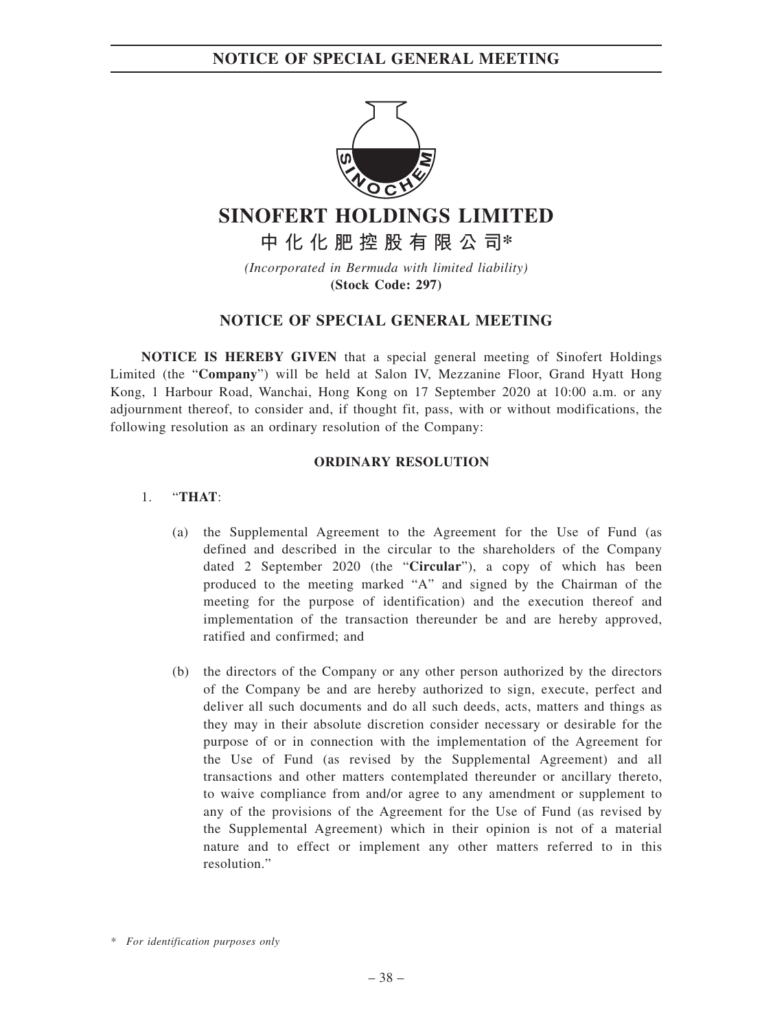# SINOFERT HOLDINGS LIMITED

## 中化化肥控股有限公司*

*(Incorporated in Bermuda with limited liability)*

**(Stock Code: 297)**

## NOTICE OF SPECIAL GENERAL MEETING

**NOTICE IS HEREBY GIVEN** that a special general meeting of Sinofert Holdings Limited (the "**Company**") will be held at Salon IV, Mezzanine Floor, Grand Hyatt Hong Kong, 1 Harbour Road, Wanchai, Hong Kong on 17 September 2020 at 10:00 a.m. or any adjournment thereof, to consider and, if thought fit, pass, with or without modifications, the following resolution as an ordinary resolution of the Company:

**ORDINARY RESOLUTION**

1. "**THAT**:

   (a) the Supplemental Agreement to the Agreement for the Use of Fund (as defined and described in the circular to the shareholders of the Company dated 2 September 2020 (the "**Circular**"), a copy of which has been produced to the meeting marked "A" and signed by the Chairman of the meeting for the purpose of identification) and the execution thereof and implementation of the transaction thereunder be and are hereby approved, ratified and confirmed; and

   (b) the directors of the Company or any other person authorized by the directors of the Company be and are hereby authorized to sign, execute, perfect and deliver all such documents and do all such deeds, acts, matters and things as they may in their absolute discretion consider necessary or desirable for the purpose of or in connection with the implementation of the Agreement for the Use of Fund (as revised by the Supplemental Agreement) and all transactions and other matters contemplated thereunder or ancillary thereto, to waive compliance from and/or agree to any amendment or supplement to any of the provisions of the Agreement for the Use of Fund (as revised by the Supplemental Agreement) which in their opinion is not of a material nature and to effect or implement any other matters referred to in this resolution."

\* *For identification purposes only*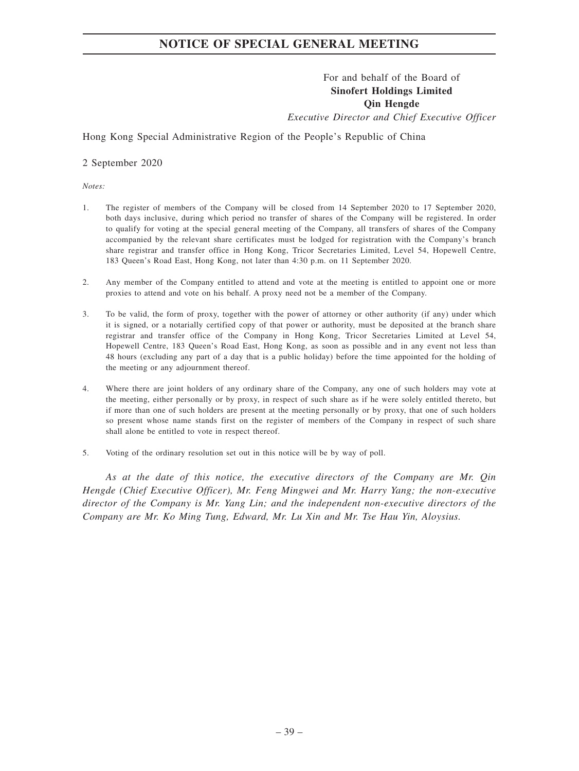For and behalf of the Board of
**Sinofert Holdings Limited**
**Qin Hengde**
*Executive Director and Chief Executive Officer*

Hong Kong Special Administrative Region of the People's Republic of China

2 September 2020

*Notes:*

1. The register of members of the Company will be closed from 14 September 2020 to 17 September 2020, both days inclusive, during which period no transfer of shares of the Company will be registered. In order to qualify for voting at the special general meeting of the Company, all transfers of shares of the Company accompanied by the relevant share certificates must be lodged for registration with the Company's branch share registrar and transfer office in Hong Kong, Tricor Secretaries Limited, Level 54, Hopewell Centre, 183 Queen's Road East, Hong Kong, not later than 4:30 p.m. on 11 September 2020.

2. Any member of the Company entitled to attend and vote at the meeting is entitled to appoint one or more proxies to attend and vote on his behalf. A proxy need not be a member of the Company.

3. To be valid, the form of proxy, together with the power of attorney or other authority (if any) under which it is signed, or a notarially certified copy of that power or authority, must be deposited at the branch share registrar and transfer office of the Company in Hong Kong, Tricor Secretaries Limited at Level 54, Hopewell Centre, 183 Queen's Road East, Hong Kong, as soon as possible and in any event not less than 48 hours (excluding any part of a day that is a public holiday) before the time appointed for the holding of the meeting or any adjournment thereof.

4. Where there are joint holders of any ordinary share of the Company, any one of such holders may vote at the meeting, either personally or by proxy, in respect of such share as if he were solely entitled thereto, but if more than one of such holders are present at the meeting personally or by proxy, that one of such holders so present whose name stands first on the register of members of the Company in respect of such share shall alone be entitled to vote in respect thereof.

5. Voting of the ordinary resolution set out in this notice will be by way of poll.

*As at the date of this notice, the executive directors of the Company are Mr. Qin Hengde (Chief Executive Officer), Mr. Feng Mingwei and Mr. Harry Yang; the non-executive director of the Company is Mr. Yang Lin; and the independent non-executive directors of the Company are Mr. Ko Ming Tung, Edward, Mr. Lu Xin and Mr. Tse Hau Yin, Aloysius.*